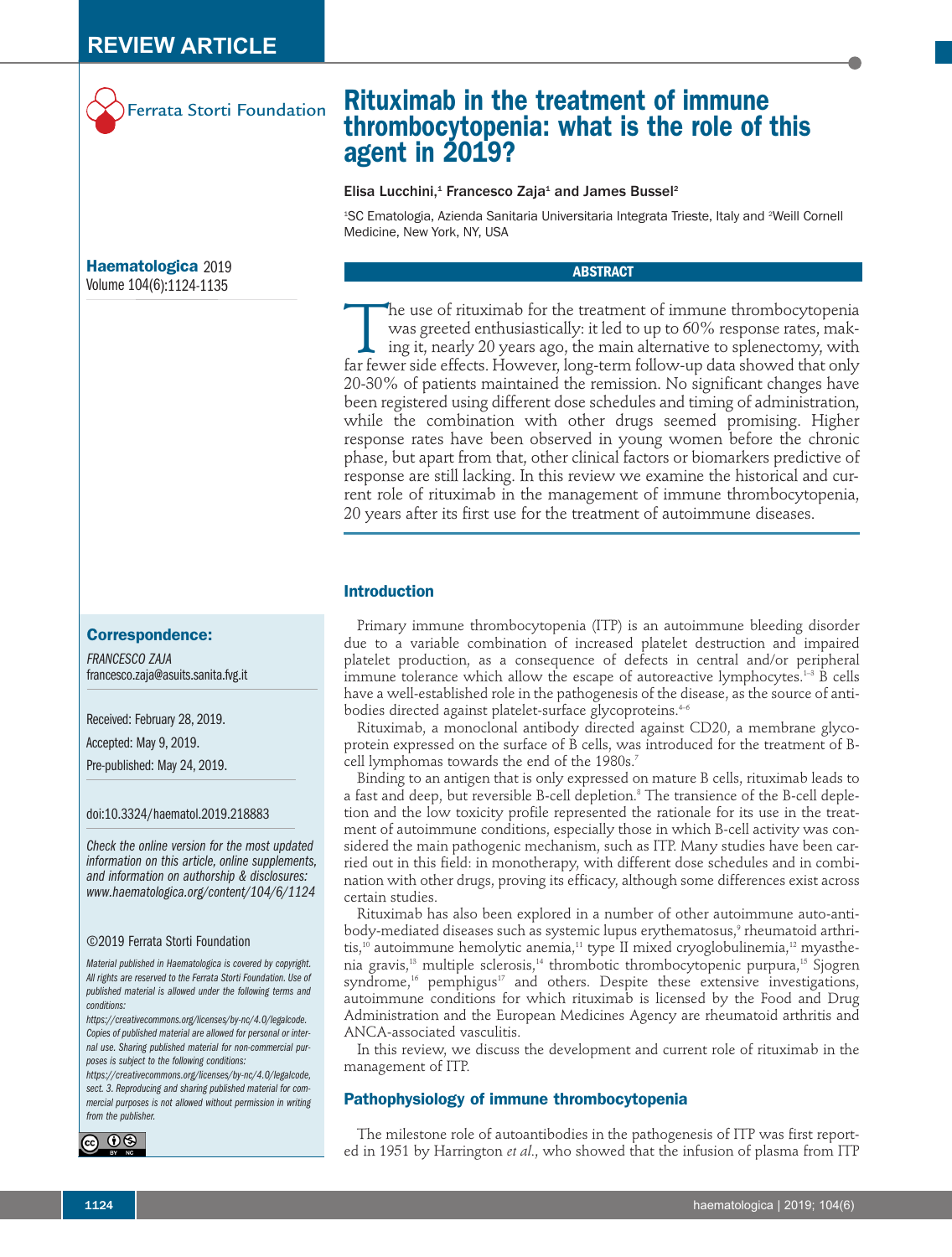REVIEW ARTICLE

Ferrata Storti Foundation

# Rituximab in the treatment of immune thrombocytopenia: what is the role of this agent in 2019?

Elisa Lucchini,[1] Francesco Zaja[1] and James Bussel[2]

[1]SC Ematologia, Azienda Sanitaria Universitaria Integrata Trieste, Italy and [2]Weill Cornell Medicine, New York, NY, USA

**Haematologica** 2019
Volume 104(6):1124-1135

## ABSTRACT

The use of rituximab for the treatment of immune thrombocytopenia was greeted enthusiastically: it led to up to 60% response rates, making it, nearly 20 years ago, the main alternative to splenectomy, with far fewer side effects. However, long-term follow-up data showed that only 20-30% of patients maintained the remission. No significant changes have been registered using different dose schedules and timing of administration, while the combination with other drugs seemed promising. Higher response rates have been observed in young women before the chronic phase, but apart from that, other clinical factors or biomarkers predictive of response are still lacking. In this review we examine the historical and current role of rituximab in the management of immune thrombocytopenia, 20 years after its first use for the treatment of autoimmune diseases.

**Correspondence:**

*FRANCESCO ZAJA*
francesco.zaja@asuits.sanita.fvg.it

Received: February 28, 2019.

Accepted: May 9, 2019.

Pre-published: May 24, 2019.

doi:10.3324/haematol.2019.218883

*Check the online version for the most updated information on this article, online supplements, and information on authorship & disclosures: www.haematologica.org/content/104/6/1124*

©2019 Ferrata Storti Foundation

*Material published in Haematologica is covered by copyright. All rights are reserved to the Ferrata Storti Foundation. Use of published material is allowed under the following terms and conditions: https://creativecommons.org/licenses/by-nc/4.0/legalcode. Copies of published material are allowed for personal or internal use. Sharing published material for non-commercial purposes is subject to the following conditions: https://creativecommons.org/licenses/by-nc/4.0/legalcode, sect. 3. Reproducing and sharing published material for commercial purposes is not allowed without permission in writing from the publisher.*

## Introduction

Primary immune thrombocytopenia (ITP) is an autoimmune bleeding disorder due to a variable combination of increased platelet destruction and impaired platelet production, as a consequence of defects in central and/or peripheral immune tolerance which allow the escape of autoreactive lymphocytes.[1-3] B cells have a well-established role in the pathogenesis of the disease, as the source of antibodies directed against platelet-surface glycoproteins.[4-6]

Rituximab, a monoclonal antibody directed against CD20, a membrane glycoprotein expressed on the surface of B cells, was introduced for the treatment of B-cell lymphomas towards the end of the 1980s.[7]

Binding to an antigen that is only expressed on mature B cells, rituximab leads to a fast and deep, but reversible B-cell depletion.[8] The transience of the B-cell depletion and the low toxicity profile represented the rationale for its use in the treatment of autoimmune conditions, especially those in which B-cell activity was considered the main pathogenic mechanism, such as ITP. Many studies have been carried out in this field: in monotherapy, with different dose schedules and in combination with other drugs, proving its efficacy, although some differences exist across certain studies.

Rituximab has also been explored in a number of other autoimmune auto-antibody-mediated diseases such as systemic lupus erythematosus,[9] rheumatoid arthritis,[10] autoimmune hemolytic anemia,[11] type II mixed cryoglobulinemia,[12] myasthenia gravis,[13] multiple sclerosis,[14] thrombotic thrombocytopenic purpura,[15] Sjogren syndrome,[16] pemphigus[17] and others. Despite these extensive investigations, autoimmune conditions for which rituximab is licensed by the Food and Drug Administration and the European Medicines Agency are rheumatoid arthritis and ANCA-associated vasculitis.

In this review, we discuss the development and current role of rituximab in the management of ITP.

## Pathophysiology of immune thrombocytopenia

The milestone role of autoantibodies in the pathogenesis of ITP was first reported in 1951 by Harrington *et al.*, who showed that the infusion of plasma from ITP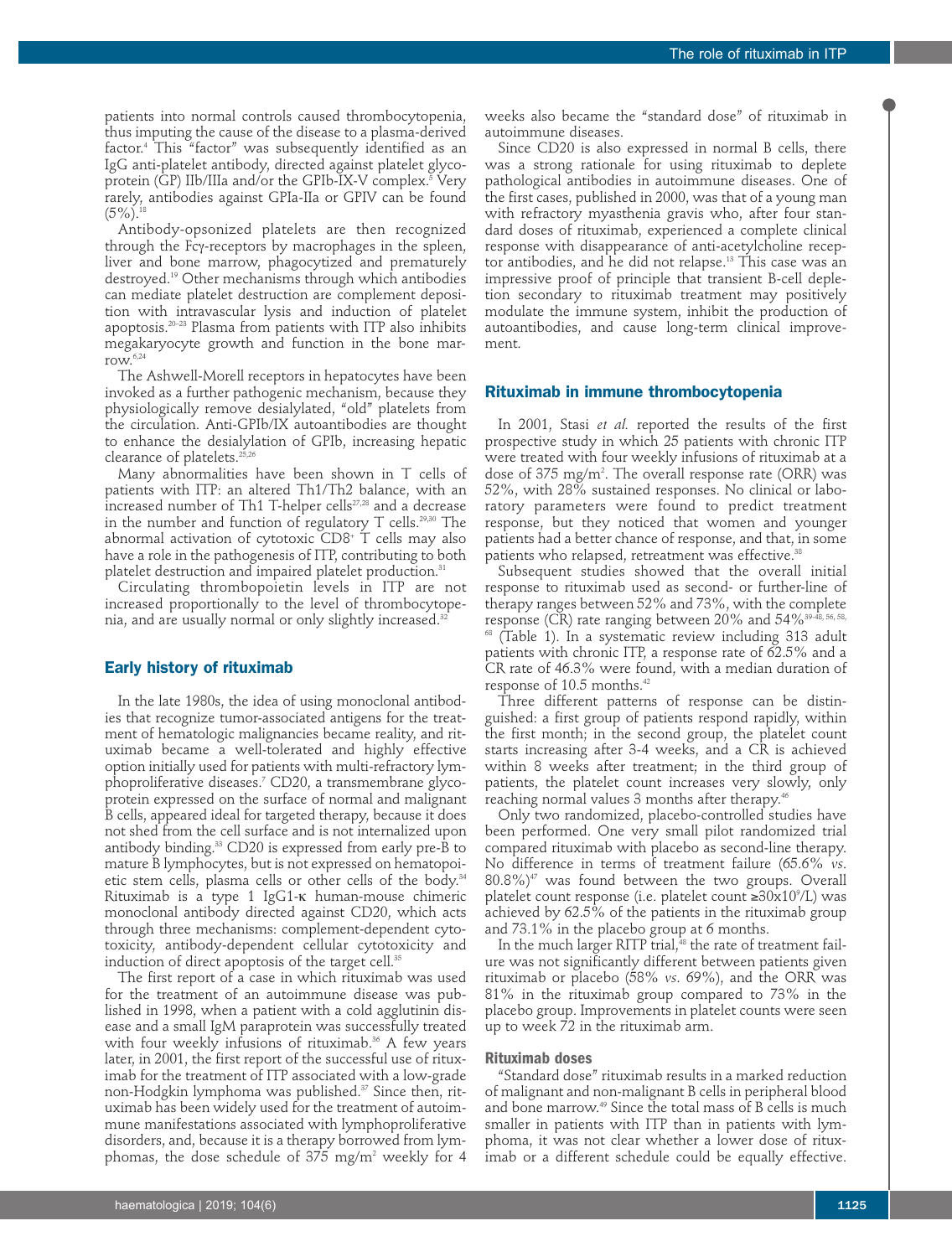patients into normal controls caused thrombocytopenia, thus imputing the cause of the disease to a plasma-derived factor.[4] This "factor" was subsequently identified as an IgG anti-platelet antibody, directed against platelet glycoprotein (GP) IIb/IIIa and/or the GPIb-IX-V complex.[5] Very rarely, antibodies against GPIa-IIa or GPIV can be found (5%).[18]

Antibody-opsonized platelets are then recognized through the Fcγ-receptors by macrophages in the spleen, liver and bone marrow, phagocytized and prematurely destroyed.[19] Other mechanisms through which antibodies can mediate platelet destruction are complement deposition with intravascular lysis and induction of platelet apoptosis.[20–23] Plasma from patients with ITP also inhibits megakaryocyte growth and function in the bone marrow.[6,24]

The Ashwell-Morell receptors in hepatocytes have been invoked as a further pathogenic mechanism, because they physiologically remove desialylated, "old" platelets from the circulation. Anti-GPIb/IX autoantibodies are thought to enhance the desialylation of GPIb, increasing hepatic clearance of platelets.[25,26]

Many abnormalities have been shown in T cells of patients with ITP: an altered Th1/Th2 balance, with an increased number of Th1 T-helper cells[27,28] and a decrease in the number and function of regulatory T cells.[29,30] The abnormal activation of cytotoxic $CD8^+$ T cells may also have a role in the pathogenesis of ITP, contributing to both platelet destruction and impaired platelet production.[31]

Circulating thrombopoietin levels in ITP are not increased proportionally to the level of thrombocytopenia, and are usually normal or only slightly increased.[32]

## Early history of rituximab

In the late 1980s, the idea of using monoclonal antibodies that recognize tumor-associated antigens for the treatment of hematologic malignancies became reality, and rituximab became a well-tolerated and highly effective option initially used for patients with multi-refractory lymphoproliferative diseases.[7] CD20, a transmembrane glycoprotein expressed on the surface of normal and malignant B cells, appeared ideal for targeted therapy, because it does not shed from the cell surface and is not internalized upon antibody binding.[33] CD20 is expressed from early pre-B to mature B lymphocytes, but is not expressed on hematopoietic stem cells, plasma cells or other cells of the body.[34] Rituximab is a type 1 IgG1-κ human-mouse chimeric monoclonal antibody directed against CD20, which acts through three mechanisms: complement-dependent cytotoxicity, antibody-dependent cellular cytotoxicity and induction of direct apoptosis of the target cell.[35]

The first report of a case in which rituximab was used for the treatment of an autoimmune disease was published in 1998, when a patient with a cold agglutinin disease and a small IgM paraprotein was successfully treated with four weekly infusions of rituximab.[36] A few years later, in 2001, the first report of the successful use of rituximab for the treatment of ITP associated with a low-grade non-Hodgkin lymphoma was published.[37] Since then, rituximab has been widely used for the treatment of autoimmune manifestations associated with lymphoproliferative disorders, and, because it is a therapy borrowed from lymphomas, the dose schedule of 375 $mg/m^2$ weekly for 4 weeks also became the "standard dose" of rituximab in autoimmune diseases.

Since CD20 is also expressed in normal B cells, there was a strong rationale for using rituximab to deplete pathological antibodies in autoimmune diseases. One of the first cases, published in 2000, was that of a young man with refractory myasthenia gravis who, after four standard doses of rituximab, experienced a complete clinical response with disappearance of anti-acetylcholine receptor antibodies, and he did not relapse.[13] This case was an impressive proof of principle that transient B-cell depletion secondary to rituximab treatment may positively modulate the immune system, inhibit the production of autoantibodies, and cause long-term clinical improvement.

## Rituximab in immune thrombocytopenia

In 2001, Stasi *et al.* reported the results of the first prospective study in which 25 patients with chronic ITP were treated with four weekly infusions of rituximab at a dose of 375 $mg/m^2$. The overall response rate (ORR) was 52%, with 28% sustained responses. No clinical or laboratory parameters were found to predict treatment response, but they noticed that women and younger patients had a better chance of response, and that, in some patients who relapsed, retreatment was effective.[38]

Subsequent studies showed that the overall initial response to rituximab used as second- or further-line of therapy ranges between 52% and 73%, with the complete response (CR) rate ranging between 20% and 54%[39-48, 56, 58, 68] (Table 1). In a systematic review including 313 adult patients with chronic ITP, a response rate of 62.5% and a CR rate of 46.3% were found, with a median duration of response of 10.5 months.[42]

Three different patterns of response can be distinguished: a first group of patients respond rapidly, within the first month; in the second group, the platelet count starts increasing after 3-4 weeks, and a CR is achieved within 8 weeks after treatment; in the third group of patients, the platelet count increases very slowly, only reaching normal values 3 months after therapy.[46]

Only two randomized, placebo-controlled studies have been performed. One very small pilot randomized trial compared rituximab with placebo as second-line therapy. No difference in terms of treatment failure (65.6% *vs.* 80.8%)[47] was found between the two groups. Overall platelet count response (i.e. platelet count ≥$30 \times 10^9$/L) was achieved by 62.5% of the patients in the rituximab group and 73.1% in the placebo group at 6 months.

In the much larger RITP trial,[48] the rate of treatment failure was not significantly different between patients given rituximab or placebo (58% *vs.* 69%), and the ORR was 81% in the rituximab group compared to 73% in the placebo group. Improvements in platelet counts were seen up to week 72 in the rituximab arm.

### Rituximab doses

"Standard dose" rituximab results in a marked reduction of malignant and non-malignant B cells in peripheral blood and bone marrow.[49] Since the total mass of B cells is much smaller in patients with ITP than in patients with lymphoma, it was not clear whether a lower dose of rituximab or a different schedule could be equally effective.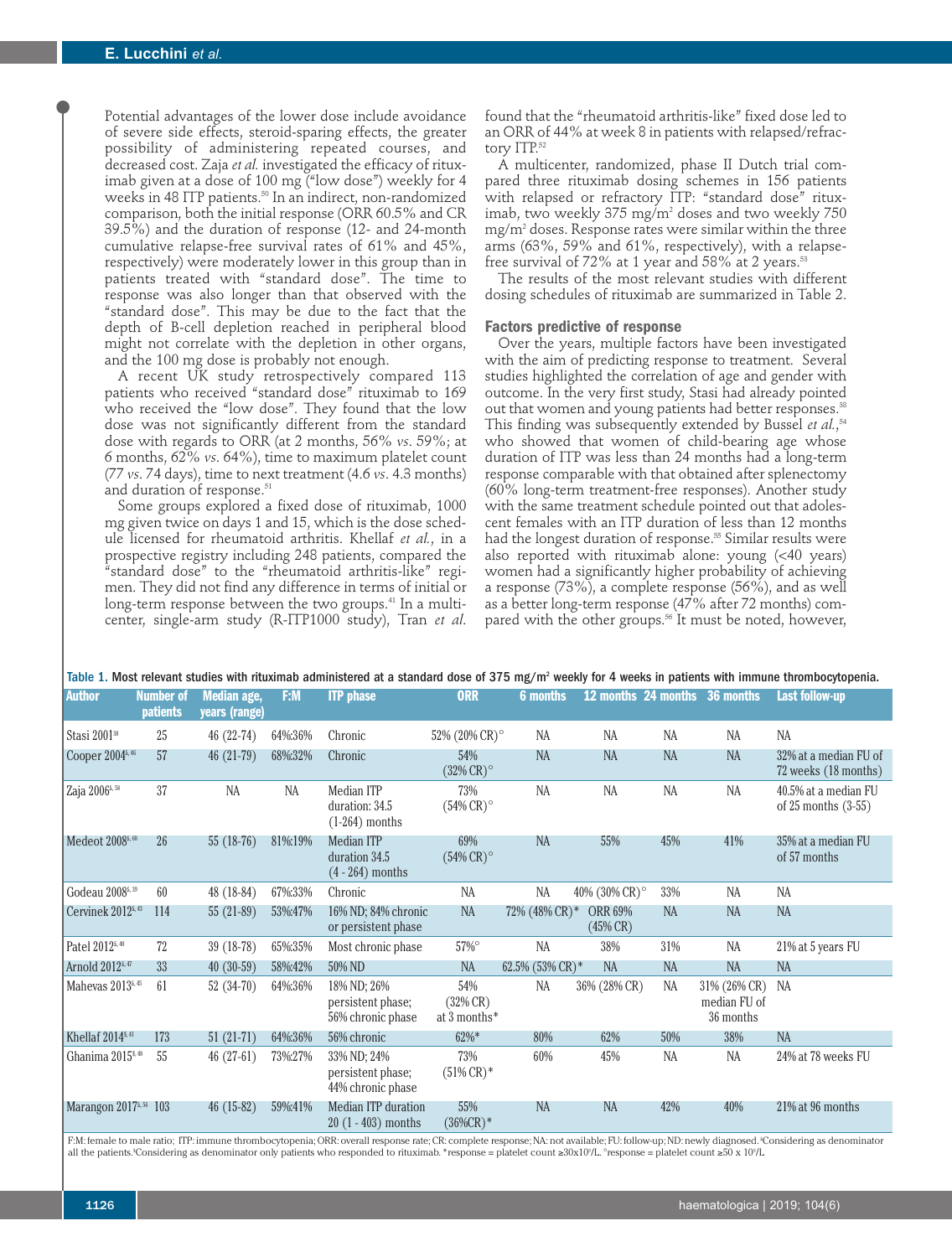Potential advantages of the lower dose include avoidance of severe side effects, steroid-sparing effects, the greater possibility of administering repeated courses, and decreased cost. Zaja *et al.* investigated the efficacy of rituximab given at a dose of 100 mg ("low dose") weekly for 4 weeks in 48 ITP patients.[50] In an indirect, non-randomized comparison, both the initial response (ORR 60.5% and CR 39.5%) and the duration of response (12- and 24-month cumulative relapse-free survival rates of 61% and 45%, respectively) were moderately lower in this group than in patients treated with "standard dose". The time to response was also longer than that observed with the "standard dose". This may be due to the fact that the depth of B-cell depletion reached in peripheral blood might not correlate with the depletion in other organs, and the 100 mg dose is probably not enough.

A recent UK study retrospectively compared 113 patients who received "standard dose" rituximab to 169 who received the "low dose". They found that the low dose was not significantly different from the standard dose with regards to ORR (at 2 months, 56% *vs.* 59%; at 6 months, 62% *vs.* 64%), time to maximum platelet count (77 *vs.* 74 days), time to next treatment (4.6 *vs.* 4.3 months) and duration of response.[51]

Some groups explored a fixed dose of rituximab, 1000 mg given twice on days 1 and 15, which is the dose schedule licensed for rheumatoid arthritis. Khellaf *et al.*, in a prospective registry including 248 patients, compared the "standard dose" to the "rheumatoid arthritis-like" regimen. They did not find any difference in terms of initial or long-term response between the two groups.[41] In a multicenter, single-arm study (R-ITP1000 study), Tran *et al.* found that the "rheumatoid arthritis-like" fixed dose led to an ORR of 44% at week 8 in patients with relapsed/refractory ITP.[52]

A multicenter, randomized, phase II Dutch trial compared three rituximab dosing schemes in 156 patients with relapsed or refractory ITP: "standard dose" rituximab, two weekly 375 mg/m² doses and two weekly 750 mg/m² doses. Response rates were similar within the three arms (63%, 59% and 61%, respectively), with a relapse-free survival of 72% at 1 year and 58% at 2 years.[53]

The results of the most relevant studies with different dosing schedules of rituximab are summarized in Table 2.

### Factors predictive of response

Over the years, multiple factors have been investigated with the aim of predicting response to treatment. Several studies highlighted the correlation of age and gender with outcome. In the very first study, Stasi had already pointed out that women and young patients had better responses.[38] This finding was subsequently extended by Bussel *et al.*,[54] who showed that women of child-bearing age whose duration of ITP was less than 24 months had a long-term response comparable with that obtained after splenectomy (60% long-term treatment-free responses). Another study with the same treatment schedule pointed out that adolescent females with an ITP duration of less than 12 months had the longest duration of response.[55] Similar results were also reported with rituximab alone: young (<40 years) women had a significantly higher probability of achieving a response (73%), a complete response (56%), and as well as a better long-term response (47% after 72 months) compared with the other groups.[56] It must be noted, however,

**Table 1.** Most relevant studies with rituximab administered at a standard dose of 375 mg/m² weekly for 4 weeks in patients with immune thrombocytopenia.

| Author | Number of patients | Median age, years (range) | F:M | ITP phase | ORR | 6 months | 12 months | 24 months | 36 months | Last follow-up |
|---|---|---|---|---|---|---|---|---|---|---|
| Stasi 2001[38] | 25 | 46 (22-74) | 64%:36% | Chronic | 52% (20% CR)° | NA | NA | NA | NA | NA |
| Cooper 2004[§,46] | 57 | 46 (21-79) | 68%:32% | Chronic | 54% (32% CR)° | NA | NA | NA | NA | 32% at a median FU of 72 weeks (18 months) |
| Zaja 2006[§,58] | 37 | NA | NA | Median ITP duration: 34.5 (1-264) months | 73% (54% CR)° | NA | NA | NA | NA | 40.5% at a median FU of 25 months (3-55) |
| Medeot 2008[§,68] | 26 | 55 (18-76) | 81%:19% | Median ITP duration 34.5 (4 - 264) months | 69% (54% CR)° | NA | 55% | 45% | 41% | 35% at a median FU of 57 months |
| Godeau 2008[§,39] | 60 | 48 (18-84) | 67%:33% | Chronic | NA | NA | 40% (30% CR)° | 33% | NA | NA |
| Cervinek 2012[§,43] | 114 | 55 (21-89) | 53%:47% | 16% ND; 84% chronic or persistent phase | NA | 72% (48% CR)* | ORR 69% (45% CR) | NA | NA | NA |
| Patel 2012[§,40] | 72 | 39 (18-78) | 65%:35% | Most chronic phase | 57%° | NA | 38% | 31% | NA | 21% at 5 years FU |
| Arnold 2012[§,47] | 33 | 40 (30-59) | 58%:42% | 50% ND | NA | 62.5% (53% CR)* | NA | NA | NA | NA |
| Mahevas 2013[§,45] | 61 | 52 (34-70) | 64%:36% | 18% ND; 26% persistent phase; 56% chronic phase | 54% (32% CR) at 3 months* | NA | 36% (28% CR) | NA | 31% (26% CR) median FU of 36 months | NA |
| Khellaf 2014[§,41] | 173 | 51 (21-71) | 64%:36% | 56% chronic | 62%* | 80% | 62% | 50% | 38% | NA |
| Ghanima 2015[§,48] | 55 | 46 (27-61) | 73%:27% | 33% ND; 24% persistent phase; 44% chronic phase | 73% (51% CR)* | 60% | 45% | NA | NA | 24% at 78 weeks FU |
| Marangon 2017[§,56] | 103 | 46 (15-82) | 59%:41% | Median ITP duration 20 (1 - 403) months | 55% (36%CR)* | NA | NA | 42% | 40% | 21% at 96 months |

F:M: female to male ratio; ITP: immune thrombocytopenia; ORR: overall response rate; CR: complete response; NA: not available; FU: follow-up; ND: newly diagnosed. [a]Considering as denominator all the patients. [§]Considering as denominator only patients who responded to rituximab. *response = platelet count ≥30x10⁹/L. °response = platelet count ≥50 x 10⁹/L.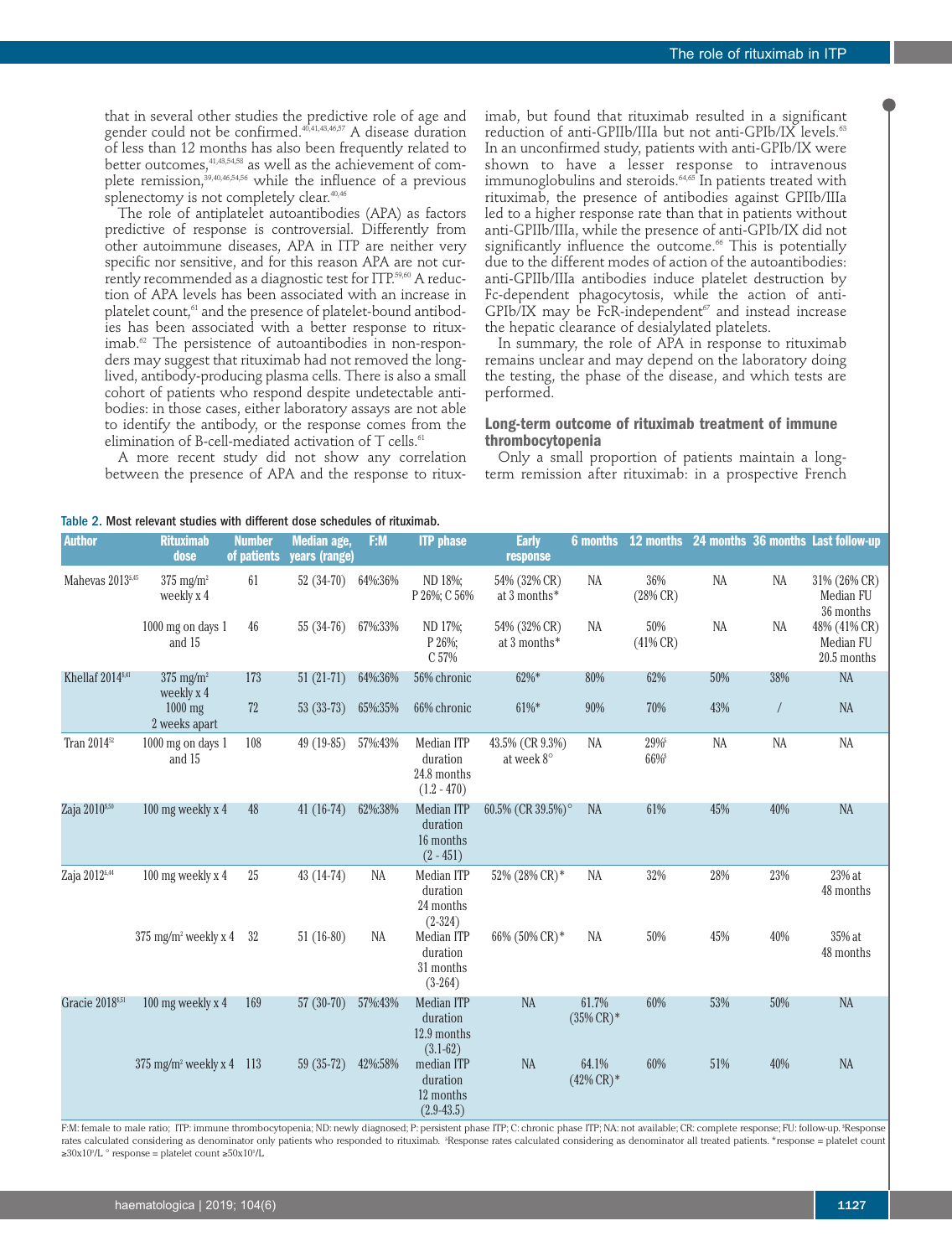that in several other studies the predictive role of age and gender could not be confirmed.[40,41,43,46,57] A disease duration of less than 12 months has also been frequently related to better outcomes,[41,43,54,58] as well as the achievement of complete remission,[39,40,46,54,56] while the influence of a previous splenectomy is not completely clear.[40,46]

The role of antiplatelet autoantibodies (APA) as factors predictive of response is controversial. Differently from other autoimmune diseases, APA in ITP are neither very specific nor sensitive, and for this reason APA are not currently recommended as a diagnostic test for ITP.[59,60] A reduction of APA levels has been associated with an increase in platelet count,[61] and the presence of platelet-bound antibodies has been associated with a better response to rituximab.[62] The persistence of autoantibodies in non-responders may suggest that rituximab had not removed the long-lived, antibody-producing plasma cells. There is also a small cohort of patients who respond despite undetectable antibodies: in those cases, either laboratory assays are not able to identify the antibody, or the response comes from the elimination of B-cell-mediated activation of T cells.[61]

A more recent study did not show any correlation between the presence of APA and the response to rituximab, but found that rituximab resulted in a significant reduction of anti-GPIIb/IIIa but not anti-GPIb/IX levels.[63] In an unconfirmed study, patients with anti-GPIb/IX were shown to have a lesser response to intravenous immunoglobulins and steroids.[64,65] In patients treated with rituximab, the presence of antibodies against GPIIb/IIIa led to a higher response rate than that in patients without anti-GPIIb/IIIa, while the presence of anti-GPIb/IX did not significantly influence the outcome.[66] This is potentially due to the different modes of action of the autoantibodies: anti-GPIIb/IIIa antibodies induce platelet destruction by Fc-dependent phagocytosis, while the action of anti-GPIb/IX may be FcR-independent[67] and instead increase the hepatic clearance of desialylated platelets.

In summary, the role of APA in response to rituximab remains unclear and may depend on the laboratory doing the testing, the phase of the disease, and which tests are performed.

### Long-term outcome of rituximab treatment of immune thrombocytopenia

Only a small proportion of patients maintain a long-term remission after rituximab: in a prospective French

Table 2. Most relevant studies with different dose schedules of rituximab.

| Author | Rituximab dose | Number of patients | Median age, years (range) | F:M | ITP phase | Early response | 6 months | 12 months | 24 months | 36 months | Last follow-up |
|---|---|---|---|---|---|---|---|---|---|---|---|
| Mahevas 2013[§,45] | 375 mg/m² weekly x 4 | 61 | 52 (34-70) | 64%:36% | ND 18%; P 26%; C 56% | 54% (32% CR) at 3 months* | NA | 36% (28% CR) | NA | NA | 31% (26% CR) Median FU 36 months |
| | 1000 mg on days 1 and 15 | 46 | 55 (34-76) | 67%:33% | ND 17%; P 26%; C 57% | 54% (32% CR) at 3 months* | NA | 50% (41% CR) | NA | NA | 48% (41% CR) Median FU 20.5 months |
| Khellaf 2014[§,41] | 375 mg/m² weekly x 4 | 173 | 51 (21-71) | 64%:36% | 56% chronic | 62%* | 80% | 62% | 50% | 38% | NA |
| | 1000 mg 2 weeks apart | 72 | 53 (33-73) | 65%:35% | 66% chronic | 61%* | 90% | 70% | 43% | / | NA |
| Tran 2014[52] | 1000 mg on days 1 and 15 | 108 | 49 (19-85) | 57%:43% | Median ITP duration 24.8 months (1.2 - 470) | 43.5% (CR 9.3%) at week 8° | NA | 29%[§] 66%[$] | NA | NA | NA |
| Zaja 2010[§,50] | 100 mg weekly x 4 | 48 | 41 (16-74) | 62%:38% | Median ITP duration 16 months (2 - 451) | 60.5% (CR 39.5%)° | NA | 61% | 45% | 40% | NA |
| Zaja 2012[§,44] | 100 mg weekly x 4 | 25 | 43 (14-74) | NA | Median ITP duration 24 months (2-324) | 52% (28% CR)* | NA | 32% | 28% | 23% | 23% at 48 months |
| | 375 mg/m² weekly x 4 | 32 | 51 (16-80) | NA | Median ITP duration 31 months (3-264) | 66% (50% CR)* | NA | 50% | 45% | 40% | 35% at 48 months |
| Gracie 2018[§,51] | 100 mg weekly x 4 | 169 | 57 (30-70) | 57%:43% | Median ITP duration 12.9 months (3.1-62) | NA | 61.7% (35% CR)* | 60% | 53% | 50% | NA |
| | 375 mg/m² weekly x 4 | 113 | 59 (35-72) | 42%:58% | median ITP duration 12 months (2.9-43.5) | NA | 64.1% (42% CR)* | 60% | 51% | 40% | NA |

F:M: female to male ratio; ITP: immune thrombocytopenia; ND: newly diagnosed; P: persistent phase ITP; C: chronic phase ITP; NA: not available; CR: complete response; FU: follow-up. §Response rates calculated considering as denominator only patients who responded to rituximab. $Response rates calculated considering as denominator all treated patients. *response = platelet count $\geq 30 \times 10^9$/L ° response = platelet count $\geq 50 \times 10^9$/L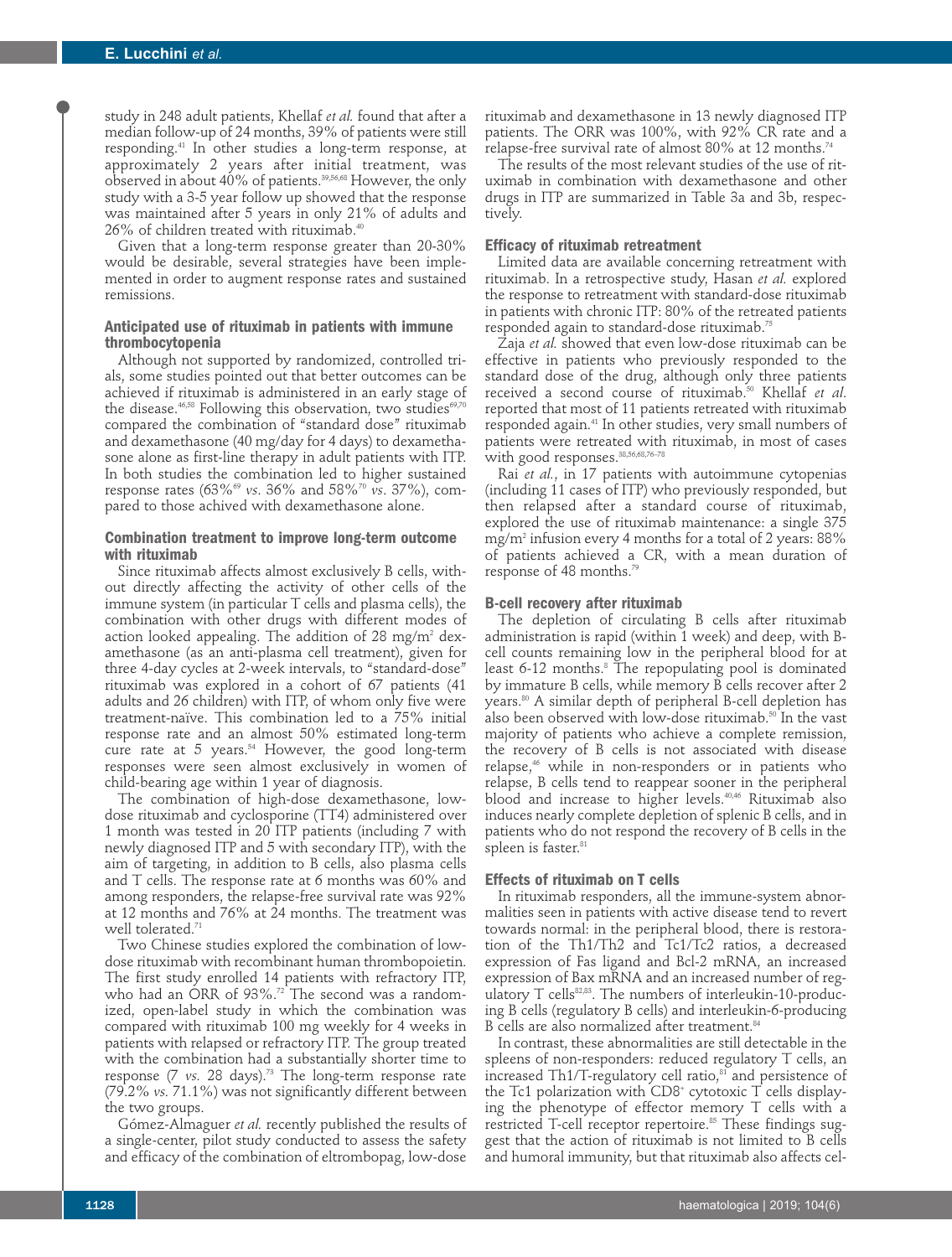study in 248 adult patients, Khellaf *et al.* found that after a median follow-up of 24 months, 39% of patients were still responding.[41] In other studies a long-term response, at approximately 2 years after initial treatment, was observed in about 40% of patients.[39,56,68] However, the only study with a 3-5 year follow up showed that the response was maintained after 5 years in only 21% of adults and 26% of children treated with rituximab.[40]

Given that a long-term response greater than 20-30% would be desirable, several strategies have been implemented in order to augment response rates and sustained remissions.

### Anticipated use of rituximab in patients with immune thrombocytopenia

Although not supported by randomized, controlled trials, some studies pointed out that better outcomes can be achieved if rituximab is administered in an early stage of the disease.[46,58] Following this observation, two studies[69,70] compared the combination of "standard dose" rituximab and dexamethasone (40 mg/day for 4 days) to dexamethasone alone as first-line therapy in adult patients with ITP. In both studies the combination led to higher sustained response rates (63%[69] *vs.* 36% and 58%[70] *vs.* 37%), compared to those achived with dexamethasone alone.

### Combination treatment to improve long-term outcome with rituximab

Since rituximab affects almost exclusively B cells, without directly affecting the activity of other cells of the immune system (in particular T cells and plasma cells), the combination with other drugs with different modes of action looked appealing. The addition of 28 mg/m$^2$ dexamethasone (as an anti-plasma cell treatment), given for three 4-day cycles at 2-week intervals, to "standard-dose" rituximab was explored in a cohort of 67 patients (41 adults and 26 children) with ITP, of whom only five were treatment-naïve. This combination led to a 75% initial response rate and an almost 50% estimated long-term cure rate at 5 years.[54] However, the good long-term responses were seen almost exclusively in women of child-bearing age within 1 year of diagnosis.

The combination of high-dose dexamethasone, low-dose rituximab and cyclosporine (TT4) administered over 1 month was tested in 20 ITP patients (including 7 with newly diagnosed ITP and 5 with secondary ITP), with the aim of targeting, in addition to B cells, also plasma cells and T cells. The response rate at 6 months was 60% and among responders, the relapse-free survival rate was 92% at 12 months and 76% at 24 months. The treatment was well tolerated.[71]

Two Chinese studies explored the combination of low-dose rituximab with recombinant human thrombopoietin. The first study enrolled 14 patients with refractory ITP, who had an ORR of 93%.[72] The second was a randomized, open-label study in which the combination was compared with rituximab 100 mg weekly for 4 weeks in patients with relapsed or refractory ITP. The group treated with the combination had a substantially shorter time to response (7 *vs.* 28 days).[73] The long-term response rate (79.2% *vs.* 71.1%) was not significantly different between the two groups.

Gómez-Almaguer *et al.* recently published the results of a single-center, pilot study conducted to assess the safety and efficacy of the combination of eltrombopag, low-dose rituximab and dexamethasone in 13 newly diagnosed ITP patients. The ORR was 100%, with 92% CR rate and a relapse-free survival rate of almost 80% at 12 months.[74]

The results of the most relevant studies of the use of rituximab in combination with dexamethasone and other drugs in ITP are summarized in Table 3a and 3b, respectively.

### Efficacy of rituximab retreatment

Limited data are available concerning retreatment with rituximab. In a retrospective study, Hasan *et al.* explored the response to retreatment with standard-dose rituximab in patients with chronic ITP: 80% of the retreated patients responded again to standard-dose rituximab.[75]

Zaja *et al.* showed that even low-dose rituximab can be effective in patients who previously responded to the standard dose of the drug, although only three patients received a second course of rituximab.[50] Khellaf *et al.* reported that most of 11 patients retreated with rituximab responded again.[41] In other studies, very small numbers of patients were retreated with rituximab, in most of cases with good responses.[38,56,68,76-78]

Rai *et al.*, in 17 patients with autoimmune cytopenias (including 11 cases of ITP) who previously responded, but then relapsed after a standard course of rituximab, explored the use of rituximab maintenance: a single 375 mg/m$^2$ infusion every 4 months for a total of 2 years: 88% of patients achieved a CR, with a mean duration of response of 48 months.[79]

### B-cell recovery after rituximab

The depletion of circulating B cells after rituximab administration is rapid (within 1 week) and deep, with B-cell counts remaining low in the peripheral blood for at least 6-12 months.[8] The repopulating pool is dominated by immature B cells, while memory B cells recover after 2 years.[80] A similar depth of peripheral B-cell depletion has also been observed with low-dose rituximab.[50] In the vast majority of patients who achieve a complete remission, the recovery of B cells is not associated with disease relapse,[46] while in non-responders or in patients who relapse, B cells tend to reappear sooner in the peripheral blood and increase to higher levels.[40,46] Rituximab also induces nearly complete depletion of splenic B cells, and in patients who do not respond the recovery of B cells in the spleen is faster.[81]

### Effects of rituximab on T cells

In rituximab responders, all the immune-system abnormalities seen in patients with active disease tend to revert towards normal: in the peripheral blood, there is restoration of the Th1/Th2 and Tc1/Tc2 ratios, a decreased expression of Fas ligand and Bcl-2 mRNA, an increased expression of Bax mRNA and an increased number of regulatory T cells[82,83]. The numbers of interleukin-10-producing B cells (regulatory B cells) and interleukin-6-producing B cells are also normalized after treatment.[84]

In contrast, these abnormalities are still detectable in the spleens of non-responders: reduced regulatory T cells, an increased Th1/T-regulatory cell ratio,[81] and persistence of the Tc1 polarization with CD8$^+$ cytotoxic T cells displaying the phenotype of effector memory T cells with a restricted T-cell receptor repertoire.[85] These findings suggest that the action of rituximab is not limited to B cells and humoral immunity, but that rituximab also affects cel-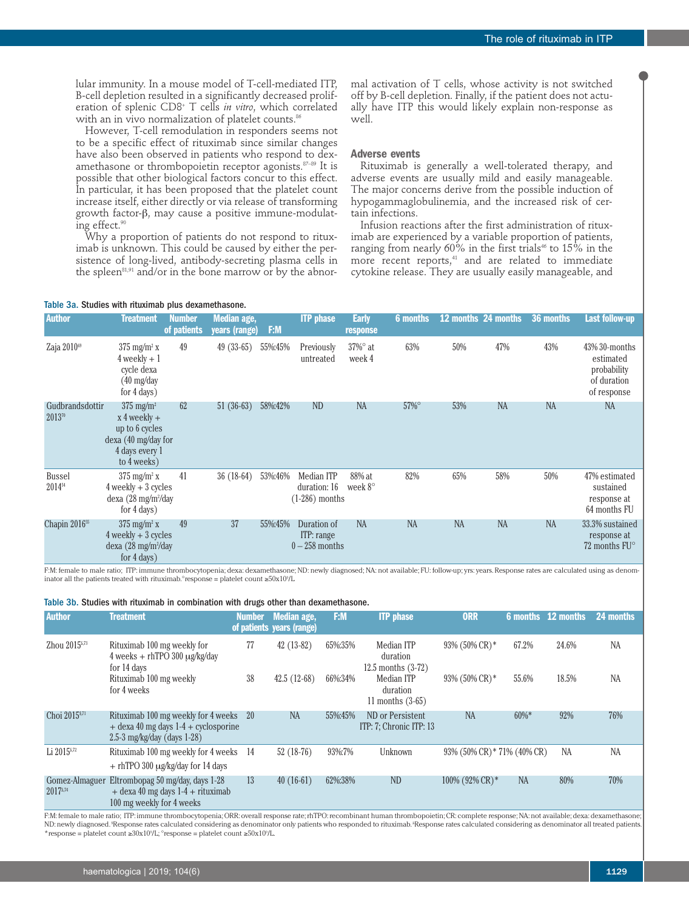lular immunity. In a mouse model of T-cell-mediated ITP, B-cell depletion resulted in a significantly decreased proliferation of splenic $CD8^+$ T cells *in vitro*, which correlated with an in vivo normalization of platelet counts.[86]

However, T-cell remodulation in responders seems not to be a specific effect of rituximab since similar changes have also been observed in patients who respond to dexamethasone or thrombopoietin receptor agonists.[87-89] It is possible that other biological factors concur to this effect. In particular, it has been proposed that the platelet count increase itself, either directly or via release of transforming growth factor-β, may cause a positive immune-modulating effect.[90]

Why a proportion of patients do not respond to rituximab is unknown. This could be caused by either the persistence of long-lived, antibody-secreting plasma cells in the spleen[81,91] and/or in the bone marrow or by the abnormal activation of T cells, whose activity is not switched off by B-cell depletion. Finally, if the patient does not actually have ITP this would likely explain non-response as well.

## Adverse events

Rituximab is generally a well-tolerated therapy, and adverse events are usually mild and easily manageable. The major concerns derive from the possible induction of hypogammaglobulinemia, and the increased risk of certain infections.

Infusion reactions after the first administration of rituximab are experienced by a variable proportion of patients, ranging from nearly 60% in the first trials[46] to 15% in the more recent reports,[41] and are related to immediate cytokine release. They are usually easily manageable, and

**Table 3a.** Studies with rituximab plus dexamethasone.

| Author | Treatment | Number of patients | Median age, years (range) | F:M | ITP phase | Early response | 6 months | 12 months | 24 months | 36 months | Last follow-up |
|---|---|---|---|---|---|---|---|---|---|---|---|
| Zaja 2010[69] | 375 mg/m² x 4 weekly + 1 cycle dexa (40 mg/day for 4 days) | 49 | 49 (33-65) | 55%:45% | Previously untreated | 37%° at week 4 | 63% | 50% | 47% | 43% | 43% 30-months estimated probability of duration of response |
| Gudbrandsdottir 2013[70] | 375 mg/m² x 4 weekly + up to 6 cycles dexa (40 mg/day for 4 days every 1 to 4 weeks) | 62 | 51 (36-63) | 58%:42% | ND | NA | 57%° | 53% | NA | NA | NA |
| Bussel 2014[54] | 375 mg/m² x 4 weekly + 3 cycles dexa (28 mg/m²/day for 4 days) | 41 | 36 (18-64) | 53%:46% | Median ITP duration: 16 (1-286) months | 88% at week 8° | 82% | 65% | 58% | 50% | 47% estimated sustained response at 64 months FU |
| Chapin 2016[55] | 375 mg/m² x 4 weekly + 3 cycles dexa (28 mg/m²/day for 4 days) | 49 | 37 | 55%:45% | Duration of ITP: range 0 – 258 months | NA | NA | NA | NA | NA | 33.3% sustained response at 72 months FU° |

F:M: female to male ratio; ITP: immune thrombocytopenia; dexa: dexamethasone; ND: newly diagnosed; NA: not available; FU: follow-up; yrs: years. Response rates are calculated using as denominator all the patients treated with rituximab. °response = platelet count ≥50x10⁹/L.

**Table 3b.** Studies with rituximab in combination with drugs other than dexamethasone.

| Author | Treatment | Number of patients | Median age, years (range) | F:M | ITP phase | ORR | 6 months | 12 months | 24 months |
|---|---|---|---|---|---|---|---|---|---|
| Zhou 2015[§,73] | Rituximab 100 mg weekly for 4 weeks + rhTPO 300 μg/kg/day for 14 days | 77 | 42 (13-82) | 65%:35% | Median ITP duration 12.5 months (3-72) | 93% (50% CR)* | 67.2% | 24.6% | NA |
| | Rituximab 100 mg weekly for 4 weeks | 38 | 42.5 (12-68) | 66%:34% | Median ITP duration 11 months (3-65) | 93% (50% CR)* | 55.6% | 18.5% | NA |
| Choi 2015[§,71] | Rituximab 100 mg weekly for 4 weeks + dexa 40 mg days 1-4 + cyclosporine 2.5-3 mg/kg/day (days 1-28) | 20 | NA | 55%:45% | ND or Persistent ITP: 7; Chronic ITP: 13 | NA | 60%* | 92% | 76% |
| Li 2015[§,72] | Rituximab 100 mg weekly for 4 weeks + rhTPO 300 μg/kg/day for 14 days | 14 | 52 (18-76) | 93%:7% | Unknown | 93% (50% CR)* | 71% (40% CR) | NA | NA |
| Gomez-Almaguer 2017[§,74] | Eltrombopag 50 mg/day, days 1-28 + dexa 40 mg days 1-4 + rituximab 100 mg weekly for 4 weeks | 13 | 40 (16-61) | 62%:38% | ND | 100% (92% CR)* | NA | 80% | 70% |

F:M: female to male ratio; ITP: immune thrombocytopenia; ORR: overall response rate; rhTPO: recombinant human thrombopoietin; CR: complete response; NA: not available; dexa: dexamethasone; ND: newly diagnosed. [§]Response rates calculated considering as denominator only patients who responded to rituximab. [§]Response rates calculated considering as denominator all treated patients. *response = platelet count ≥30x10⁹/L; °response = platelet count ≥50x10⁹/L.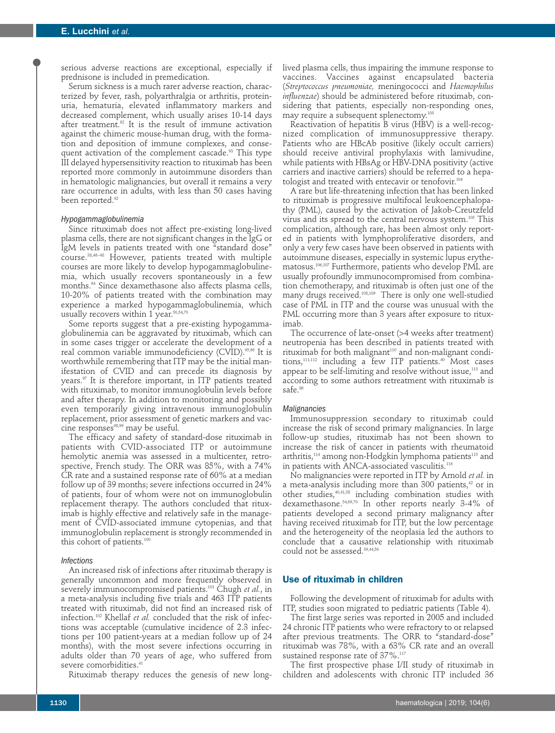serious adverse reactions are exceptional, especially if prednisone is included in premedication.

Serum sickness is a much rarer adverse reaction, characterized by fever, rash, polyarthralgia or arthritis, proteinuria, hematuria, elevated inflammatory markers and decreased complement, which usually arises 10-14 days after treatment.[92] It is the result of immune activation against the chimeric mouse-human drug, with the formation and deposition of immune complexes, and consequent activation of the complement cascade.[93] This type III delayed hypersensitivity reaction to rituximab has been reported more commonly in autoimmune disorders than in hematologic malignancies, but overall it remains a very rare occurrence in adults, with less than 50 cases having been reported.[92]

#### *Hypogammaglobulinemia*

Since rituximab does not affect pre-existing long-lived plasma cells, there are not significant changes in the IgG or IgM levels in patients treated with one "standard dose" course.[38,46-48] However, patients treated with multiple courses are more likely to develop hypogammaglobulinemia, which usually recovers spontaneously in a few months.[94] Since dexamethasone also affects plasma cells, 10-20% of patients treated with the combination may experience a marked hypogammaglobulinemia, which usually recovers within 1 year.[50,54,70]

Some reports suggest that a pre-existing hypogammaglobulinemia can be aggravated by rituximab, which can in some cases trigger or accelerate the development of a real common variable immunodeficiency (CVID).[95,96] It is worthwhile remembering that ITP may be the initial manifestation of CVID and can precede its diagnosis by years.[97] It is therefore important, in ITP patients treated with rituximab, to monitor immunoglobulin levels before and after therapy. In addition to monitoring and possibly even temporarily giving intravenous immunoglobulin replacement, prior assessment of genetic markers and vaccine responses[98,99] may be useful.

The efficacy and safety of standard-dose rituximab in patients with CVID-associated ITP or autoimmune hemolytic anemia was assessed in a multicenter, retrospective, French study. The ORR was 85%, with a 74% CR rate and a sustained response rate of 60% at a median follow up of 39 months; severe infections occurred in 24% of patients, four of whom were not on immunoglobulin replacement therapy. The authors concluded that rituximab is highly effective and relatively safe in the management of CVID-associated immune cytopenias, and that immunoglobulin replacement is strongly recommended in this cohort of patients.[100]

#### *Infections*

An increased risk of infections after rituximab therapy is generally uncommon and more frequently observed in severely immunocompromised patients.[101] Chugh *et al.*, in a meta-analysis including five trials and 463 ITP patients treated with rituximab, did not find an increased risk of infection.[102] Khellaf *et al.* concluded that the risk of infections was acceptable (cumulative incidence of 2.3 infections per 100 patient-years at a median follow up of 24 months), with the most severe infections occurring in adults older than 70 years of age, who suffered from severe comorbidities.[41]

Rituximab therapy reduces the genesis of new long-lived plasma cells, thus impairing the immune response to vaccines. Vaccines against encapsulated bacteria (*Streptococcus pneumoniae,* meningococci and *Haemophilus influenzae*) should be administered before rituximab, considering that patients, especially non-responding ones, may require a subsequent splenectomy.[103]

Reactivation of hepatitis B virus (HBV) is a well-recognized complication of immunosuppressive therapy. Patients who are HBcAb positive (likely occult carriers) should receive antiviral prophylaxis with lamivudine, while patients with HBsAg or HBV-DNA positivity (active carriers and inactive carriers) should be referred to a hepatologist and treated with entecavir or tenofovir.[104]

A rare but life-threatening infection that has been linked to rituximab is progressive multifocal leukoencephalopathy (PML), caused by the activation of Jakob-Creutzfeld virus and its spread to the central nervous system.[105] This complication, although rare, has been almost only reported in patients with lymphoproliferative disorders, and only a very few cases have been observed in patients with autoimmune diseases, especially in systemic lupus erythematosus.[106,107] Furthermore, patients who develop PML are usually profoundly immunocompromised from combination chemotherapy, and rituximab is often just one of the many drugs received.[108,109] There is only one well-studied case of PML in ITP and the course was unusual with the PML occurring more than 3 years after exposure to rituximab.

The occurrence of late-onset (>4 weeks after treatment) neutropenia has been described in patients treated with rituximab for both malignant[110] and non-malignant conditions,[111,112] including a few ITP patients.[40] Most cases appear to be self-limiting and resolve without issue,[113] and according to some authors retreatment with rituximab is safe.[86]

#### *Malignancies*

Immunosuppression secondary to rituximab could increase the risk of second primary malignancies. In large follow-up studies, rituximab has not been shown to increase the risk of cancer in patients with rheumatoid arthritis,[114] among non-Hodgkin lymphoma patients[115] and in patients with ANCA-associated vasculitis.[116]

No malignancies were reported in ITP by Arnold *et al.* in a meta-analysis including more than 300 patients,[42] or in other studies,[40,41,58] including combination studies with dexamethasone.[54,69,70] In other reports nearly 3-4% of patients developed a second primary malignancy after having received rituximab for ITP, but the low percentage and the heterogeneity of the neoplasia led the authors to conclude that a causative relationship with rituximab could not be assessed.[39,44,56]

## Use of rituximab in children

Following the development of rituximab for adults with ITP, studies soon migrated to pediatric patients (Table 4).

The first large series was reported in 2005 and included 24 chronic ITP patients who were refractory to or relapsed after previous treatments. The ORR to "standard-dose" rituximab was 78%, with a 63% CR rate and an overall sustained response rate of 37%.[117]

The first prospective phase I/II study of rituximab in children and adolescents with chronic ITP included 36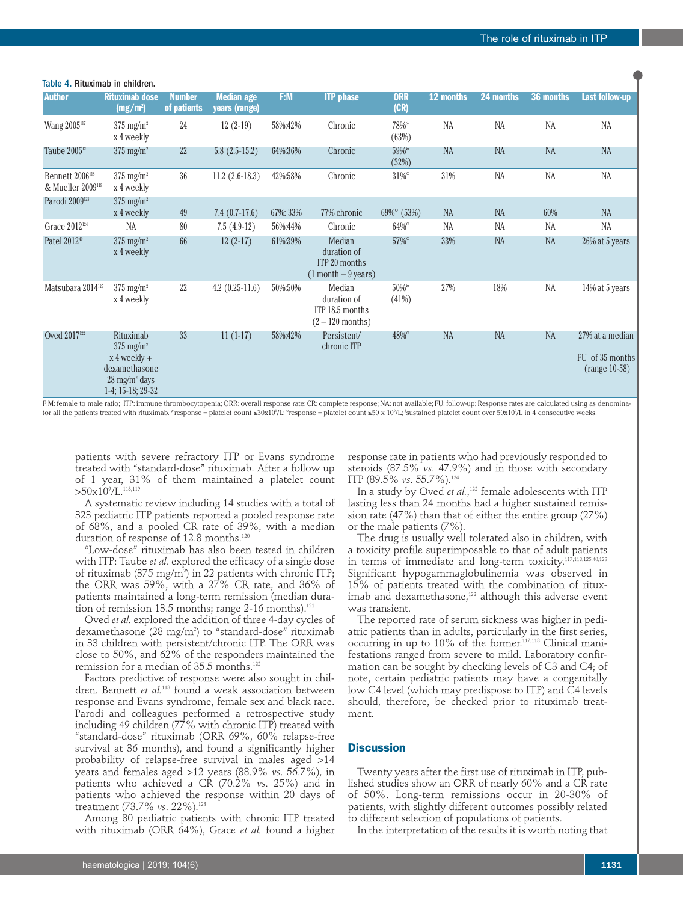Table 4. Rituximab in children.

| Author | Rituximab dose (mg/m²) | Number of patients | Median age years (range) | F:M | ITP phase | ORR (CR) | 12 months | 24 months | 36 months | Last follow-up |
|---|---|---|---|---|---|---|---|---|---|---|
| Wang 2005[117] | 375 mg/m² x 4 weekly | 24 | 12 (2-19) | 58%:42% | Chronic | 78%* (63%) | NA | NA | NA | NA |
| Taube 2005[121] | 375 mg/m² | 22 | 5.8 (2.5-15.2) | 64%:36% | Chronic | 59%* (32%) | NA | NA | NA | NA |
| Bennett 2006[118] & Mueller 2009[119] | 375 mg/m² x 4 weekly | 36 | 11.2 (2.6-18.3) | 42%:58% | Chronic | 31%° | 31% | NA | NA | NA |
| Parodi 2009[123] | 375 mg/m² x 4 weekly | 49 | 7.4 (0.7-17.6) | 67%: 33% | 77% chronic | 69%° (53%) | NA | NA | 60% | NA |
| Grace 2012[124] | NA | 80 | 7.5 (4.9-12) | 56%:44% | Chronic | 64%° | NA | NA | NA | NA |
| Patel 2012[40] | 375 mg/m² x 4 weekly | 66 | 12 (2-17) | 61%:39% | Median duration of ITP 20 months (1 month – 9 years) | 57%° | 33% | NA | NA | 26% at 5 years |
| Matsubara 2014[125] | 375 mg/m² x 4 weekly | 22 | 4.2 (0.25-11.6) | 50%:50% | Median duration of ITP 18.5 months (2 – 120 months) | 50%* (41%) | 27% | 18% | NA | 14% at 5 years |
| Oved 2017[122] | Rituximab 375 mg/m² x 4 weekly + dexamethasone 28 mg/m² days 1-4; 15-18; 29-32 | 33 | 11 (1-17) | 58%:42% | Persistent/ chronic ITP | 48%° | NA | NA | NA | 27% at a median FU of 35 months (range 10-58) |

F:M: female to male ratio; ITP: immune thrombocytopenia; ORR: overall response rate; CR: complete response; NA: not available; FU: follow-up; Response rates are calculated using as denominator all the patients treated with rituximab. *response = platelet count ≥30x10⁹/L; °response = platelet count ≥50 x 10⁹/L; §sustained platelet count over 50x10⁹/L in 4 consecutive weeks.

patients with severe refractory ITP or Evans syndrome treated with "standard-dose" rituximab. After a follow up of 1 year, 31% of them maintained a platelet count >50x10⁹/L.[118,119]

A systematic review including 14 studies with a total of 323 pediatric ITP patients reported a pooled response rate of 68%, and a pooled CR rate of 39%, with a median duration of response of 12.8 months.[120]

"Low-dose" rituximab has also been tested in children with ITP: Taube *et al.* explored the efficacy of a single dose of rituximab (375 mg/m²) in 22 patients with chronic ITP; the ORR was 59%, with a 27% CR rate, and 36% of patients maintained a long-term remission (median duration of remission 13.5 months; range 2-16 months).[121]

Oved *et al.* explored the addition of three 4-day cycles of dexamethasone (28 mg/m²) to "standard-dose" rituximab in 33 children with persistent/chronic ITP. The ORR was close to 50%, and 62% of the responders maintained the remission for a median of 35.5 months.[122]

Factors predictive of response were also sought in children. Bennett *et al.*[118] found a weak association between response and Evans syndrome, female sex and black race. Parodi and colleagues performed a retrospective study including 49 children (77% with chronic ITP) treated with "standard-dose" rituximab (ORR 69%, 60% relapse-free survival at 36 months), and found a significantly higher probability of relapse-free survival in males aged >14 years and females aged >12 years (88.9% *vs.* 56.7%), in patients who achieved a CR (70.2% *vs.* 25%) and in patients who achieved the response within 20 days of treatment (73.7% *vs.* 22%).[123]

Among 80 pediatric patients with chronic ITP treated with rituximab (ORR 64%), Grace *et al.* found a higher response rate in patients who had previously responded to steroids (87.5% *vs.* 47.9%) and in those with secondary ITP (89.5% *vs.* 55.7%).[124]

In a study by Oved *et al.*,[122] female adolescents with ITP lasting less than 24 months had a higher sustained remission rate (47%) than that of either the entire group (27%) or the male patients (7%).

The drug is usually well tolerated also in children, with a toxicity profile superimposable to that of adult patients in terms of immediate and long-term toxicity.[117,118,125,40,123] Significant hypogammaglobulinemia was observed in 15% of patients treated with the combination of rituximab and dexamethasone,[122] although this adverse event was transient.

The reported rate of serum sickness was higher in pediatric patients than in adults, particularly in the first series, occurring in up to 10% of the former.[117,118] Clinical manifestations ranged from severe to mild. Laboratory confirmation can be sought by checking levels of C3 and C4; of note, certain pediatric patients may have a congenitally low C4 level (which may predispose to ITP) and C4 levels should, therefore, be checked prior to rituximab treatment.

## Discussion

Twenty years after the first use of rituximab in ITP, published studies show an ORR of nearly 60% and a CR rate of 50%. Long-term remissions occur in 20-30% of patients, with slightly different outcomes possibly related to different selection of populations of patients.

In the interpretation of the results it is worth noting that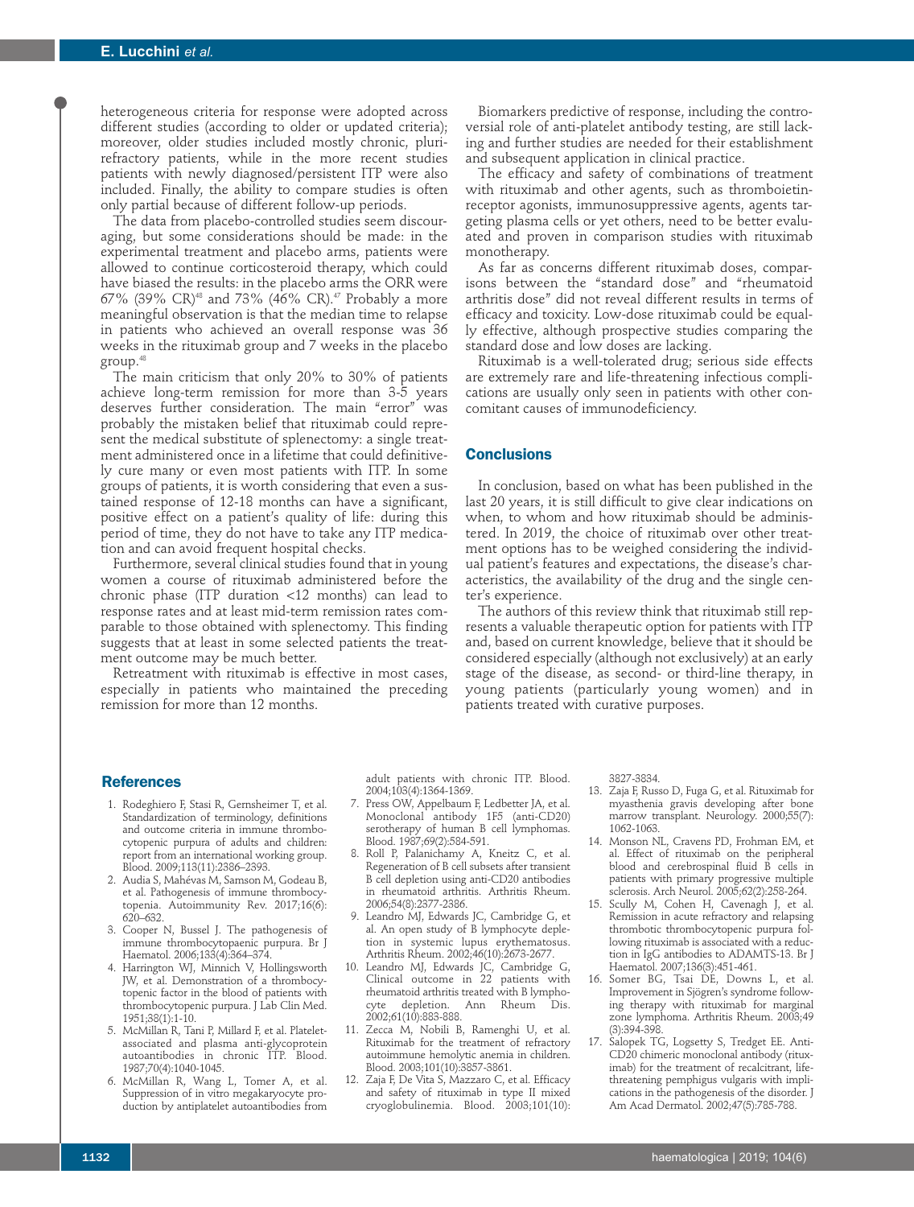heterogeneous criteria for response were adopted across different studies (according to older or updated criteria); moreover, older studies included mostly chronic, pluri-refractory patients, while in the more recent studies patients with newly diagnosed/persistent ITP were also included. Finally, the ability to compare studies is often only partial because of different follow-up periods.

The data from placebo-controlled studies seem discouraging, but some considerations should be made: in the experimental treatment and placebo arms, patients were allowed to continue corticosteroid therapy, which could have biased the results: in the placebo arms the ORR were 67% (39% CR)[48] and 73% (46% CR).[47] Probably a more meaningful observation is that the median time to relapse in patients who achieved an overall response was 36 weeks in the rituximab group and 7 weeks in the placebo group.[48]

The main criticism that only 20% to 30% of patients achieve long-term remission for more than 3-5 years deserves further consideration. The main "error" was probably the mistaken belief that rituximab could represent the medical substitute of splenectomy: a single treatment administered once in a lifetime that could definitively cure many or even most patients with ITP. In some groups of patients, it is worth considering that even a sustained response of 12-18 months can have a significant, positive effect on a patient's quality of life: during this period of time, they do not have to take any ITP medication and can avoid frequent hospital checks.

Furthermore, several clinical studies found that in young women a course of rituximab administered before the chronic phase (ITP duration <12 months) can lead to response rates and at least mid-term remission rates comparable to those obtained with splenectomy. This finding suggests that at least in some selected patients the treatment outcome may be much better.

Retreatment with rituximab is effective in most cases, especially in patients who maintained the preceding remission for more than 12 months.

Biomarkers predictive of response, including the controversial role of anti-platelet antibody testing, are still lacking and further studies are needed for their establishment and subsequent application in clinical practice.

The efficacy and safety of combinations of treatment with rituximab and other agents, such as thromboietin-receptor agonists, immunosuppressive agents, agents targeting plasma cells or yet others, need to be better evaluated and proven in comparison studies with rituximab monotherapy.

As far as concerns different rituximab doses, comparisons between the "standard dose" and "rheumatoid arthritis dose" did not reveal different results in terms of efficacy and toxicity. Low-dose rituximab could be equally effective, although prospective studies comparing the standard dose and low doses are lacking.

Rituximab is a well-tolerated drug; serious side effects are extremely rare and life-threatening infectious complications are usually only seen in patients with other concomitant causes of immunodeficiency.

## Conclusions

In conclusion, based on what has been published in the last 20 years, it is still difficult to give clear indications on when, to whom and how rituximab should be administered. In 2019, the choice of rituximab over other treatment options has to be weighed considering the individual patient's features and expectations, the disease's characteristics, the availability of the drug and the single center's experience.

The authors of this review think that rituximab still represents a valuable therapeutic option for patients with ITP and, based on current knowledge, believe that it should be considered especially (although not exclusively) at an early stage of the disease, as second- or third-line therapy, in young patients (particularly young women) and in patients treated with curative purposes.

## References

1. Rodeghiero F, Stasi R, Gernsheimer T, et al. Standardization of terminology, definitions and outcome criteria in immune thrombocytopenic purpura of adults and children: report from an international working group. Blood. 2009;113(11):2386–2393.
2. Audia S, Mahévas M, Samson M, Godeau B, et al. Pathogenesis of immune thrombocytopenia. Autoimmunity Rev. 2017;16(6):620–632.
3. Cooper N, Bussel J. The pathogenesis of immune thrombocytopaenic purpura. Br J Haematol. 2006;133(4):364–374.
4. Harrington WJ, Minnich V, Hollingsworth JW, et al. Demonstration of a thrombocytopenic factor in the blood of patients with thrombocytopenic purpura. J Lab Clin Med. 1951;38(1):1-10.
5. McMillan R, Tani P, Millard F, et al. Platelet-associated and plasma anti-glycoprotein autoantibodies in chronic ITP. Blood. 1987;70(4):1040-1045.
6. McMillan R, Wang L, Tomer A, et al. Suppression of in vitro megakaryocyte production by antiplatelet autoantibodies from adult patients with chronic ITP. Blood. 2004;103(4):1364-1369.
7. Press OW, Appelbaum F, Ledbetter JA, et al. Monoclonal antibody 1F5 (anti-CD20) serotherapy of human B cell lymphomas. Blood. 1987;69(2):584-591.
8. Roll P, Palanichamy A, Kneitz C, et al. Regeneration of B cell subsets after transient B cell depletion using anti-CD20 antibodies in rheumatoid arthritis. Arthritis Rheum. 2006;54(8):2377-2386.
9. Leandro MJ, Edwards JC, Cambridge G, et al. An open study of B lymphocyte depletion in systemic lupus erythematosus. Arthritis Rheum. 2002;46(10):2673-2677.
10. Leandro MJ, Edwards JC, Cambridge G, Clinical outcome in 22 patients with rheumatoid arthritis treated with B lymphocyte depletion. Ann Rheum Dis. 2002;61(10):883-888.
11. Zecca M, Nobili B, Ramenghi U, et al. Rituximab for the treatment of refractory autoimmune hemolytic anemia in children. Blood. 2003;101(10):3857-3861.
12. Zaja F, De Vita S, Mazzaro C, et al. Efficacy and safety of rituximab in type II mixed cryoglobulinemia. Blood. 2003;101(10):3827-3834.
13. Zaja F, Russo D, Fuga G, et al. Rituximab for myasthenia gravis developing after bone marrow transplant. Neurology. 2000;55(7):1062-1063.
14. Monson NL, Cravens PD, Frohman EM, et al. Effect of rituximab on the peripheral blood and cerebrospinal fluid B cells in patients with primary progressive multiple sclerosis. Arch Neurol. 2005;62(2):258-264.
15. Scully M, Cohen H, Cavenagh J, et al. Remission in acute refractory and relapsing thrombotic thrombocytopenic purpura following rituximab is associated with a reduction in IgG antibodies to ADAMTS-13. Br J Haematol. 2007;136(3):451-461.
16. Somer BG, Tsai DE, Downs L, et al. Improvement in Sjögren's syndrome following therapy with rituximab for marginal zone lymphoma. Arthritis Rheum. 2003;49(3):394-398.
17. Salopek TG, Logsetty S, Tredget EE. Anti-CD20 chimeric monoclonal antibody (rituximab) for the treatment of recalcitrant, life-threatening pemphigus vulgaris with implications in the pathogenesis of the disorder. J Am Acad Dermatol. 2002;47(5):785-788.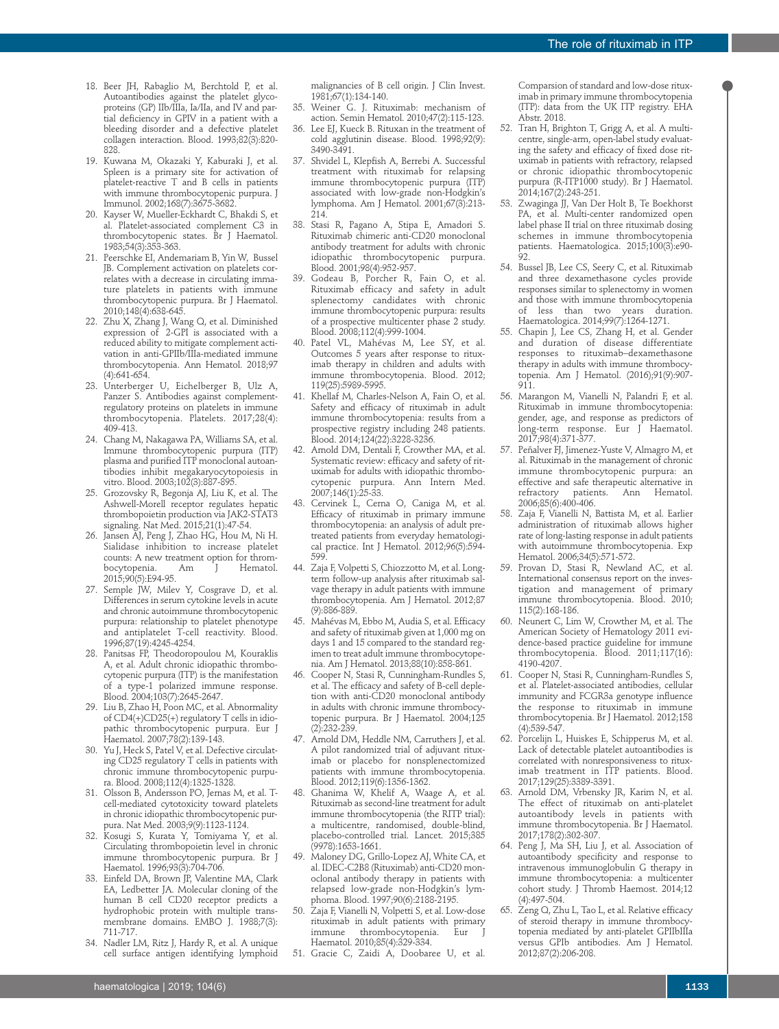18. Beer JH, Rabaglio M, Berchtold P, et al. Autoantibodies against the platelet glycoproteins (GP) IIb/IIIa, Ia/IIa, and IV and partial deficiency in GPIV in a patient with a bleeding disorder and a defective platelet collagen interaction. Blood. 1993;82(3):820-828.
19. Kuwana M, Okazaki Y, Kaburaki J, et al. Spleen is a primary site for activation of platelet-reactive T and B cells in patients with immune thrombocytopenic purpura. J Immunol. 2002;168(7):3675-3682.
20. Kayser W, Mueller-Eckhardt C, Bhakdi S, et al. Platelet-associated complement C3 in thrombocytopenic states. Br J Haematol. 1983;54(3):353-363.
21. Peerschke EI, Andemariam B, Yin W, Bussel JB. Complement activation on platelets correlates with a decrease in circulating immature platelets in patients with immune thrombocytopenic purpura. Br J Haematol. 2010;148(4):638-645.
22. Zhu X, Zhang J, Wang Q, et al. Diminished expression of 2-GPI is associated with a reduced ability to mitigate complement activation in anti-GPIIb/IIIa-mediated immune thrombocytopenia. Ann Hematol. 2018;97(4):641-654.
23. Unterberger U, Eichelberger B, Ulz A, Panzer S. Antibodies against complement-regulatory proteins on platelets in immune thrombocytopenia. Platelets. 2017;28(4):409-413.
24. Chang M, Nakagawa PA, Williams SA, et al. Immune thrombocytopenic purpura (ITP) plasma and purified ITP monoclonal autoantibodies inhibit megakaryocytopoiesis in vitro. Blood. 2003;102(3):887-895.
25. Grozovsky R, Begonja AJ, Liu K, et al. The Ashwell-Morell receptor regulates hepatic thrombopoietin production via JAK2-STAT3 signaling. Nat Med. 2015;21(1):47-54.
26. Jansen AJ, Peng J, Zhao HG, Hou M, Ni H. Sialidase inhibition to increase platelet counts: A new treatment option for thrombocytopenia. Am J Hematol. 2015;90(5):E94-95.
27. Semple JW, Milev Y, Cosgrave D, et al. Differences in serum cytokine levels in acute and chronic autoimmune thrombocytopenic purpura: relationship to platelet phenotype and antiplatelet T-cell reactivity. Blood. 1996;87(10):4245-4254.
28. Panitsas FP, Theodoropoulou M, Kouraklis A, et al. Adult chronic idiopathic thrombocytopenic purpura (ITP) is the manifestation of a type-1 polarized immune response. Blood. 2004;103(7):2645-2647.
29. Liu B, Zhao H, Poon MC, et al. Abnormality of CD4(+)CD25(+) regulatory T cells in idiopathic thrombocytopenic purpura. Eur J Haematol. 2007;78(2):139-143.
30. Yu J, Heck S, Patel V, et al. Defective circulating CD25 regulatory T cells in patients with chronic immune thrombocytopenic purpura. Blood. 2008;112(4):1325-1328.
31. Olsson B, Andersson PO, Jernas M, et al. T-cell-mediated cytotoxicity toward platelets in chronic idiopathic thrombocytopenic purpura. Nat Med. 2003;9(9):1123-1124.
32. Kosugi S, Kurata Y, Tomiyama Y, et al. Circulating thrombopoietin level in chronic immune thrombocytopenic purpura. Br J Haematol. 1996;93(3):704-706.
33. Einfeld DA, Brown JP, Valentine MA, Clark EA, Ledbetter JA. Molecular cloning of the human B cell CD20 receptor predicts a hydrophobic protein with multiple transmembrane domains. EMBO J. 1988;7(3):711-717.
34. Nadler LM, Ritz J, Hardy R, et al. A unique cell surface antigen identifying lymphoid malignancies of B cell origin. J Clin Invest. 1981;67(1):134-140.
35. Weiner G. J. Rituximab: mechanism of action. Semin Hematol. 2010;47(2):115-123.
36. Lee EJ, Kueck B. Rituxan in the treatment of cold agglutinin disease. Blood. 1998;92(9):3490-3491.
37. Shvidel L, Klepfish A, Berrebi A. Successful treatment with rituximab for relapsing immune thrombocytopenic purpura (ITP) associated with low-grade non-Hodgkin's lymphoma. Am J Hematol. 2001;67(3):213-214.
38. Stasi R, Pagano A, Stipa E, Amadori S. Rituximab chimeric anti-CD20 monoclonal antibody treatment for adults with chronic idiopathic thrombocytopenic purpura. Blood. 2001;98(4):952-957.
39. Godeau B, Porcher R, Fain O, et al. Rituximab efficacy and safety in adult splenectomy candidates with chronic immune thrombocytopenic purpura: results of a prospective multicenter phase 2 study. Blood. 2008;112(4):999-1004.
40. Patel VL, Mahévas M, Lee SY, et al. Outcomes 5 years after response to rituximab therapy in children and adults with immune thrombocytopenia. Blood. 2012;119(25):5989-5995.
41. Khellaf M, Charles-Nelson A, Fain O, et al. Safety and efficacy of rituximab in adult immune thrombocytopenia: results from a prospective registry including 248 patients. Blood. 2014;124(22):3228-3236.
42. Arnold DM, Dentali F, Crowther MA, et al. Systematic review: efficacy and safety of rituximab for adults with idiopathic thrombocytopenic purpura. Ann Intern Med. 2007;146(1):25-33.
43. Cervinek L, Cerna O, Caniga M, et al. Efficacy of rituximab in primary immune thrombocytopenia: an analysis of adult pretreated patients from everyday hematological practice. Int J Hematol. 2012;96(5):594-599.
44. Zaja F, Volpetti S, Chiozzotto M, et al. Long-term follow-up analysis after rituximab salvage therapy in adult patients with immune thrombocytopenia. Am J Hematol. 2012;87(9):886-889.
45. Mahévas M, Ebbo M, Audia S, et al. Efficacy and safety of rituximab given at 1,000 mg on days 1 and 15 compared to the standard regimen to treat adult immune thrombocytopenia. Am J Hematol. 2013;88(10):858-861.
46. Cooper N, Stasi R, Cunningham-Rundles S, et al. The efficacy and safety of B-cell depletion with anti-CD20 monoclonal antibody in adults with chronic immune thrombocytopenic purpura. Br J Haematol. 2004;125(2):232-239.
47. Arnold DM, Heddle NM, Carruthers J, et al. A pilot randomized trial of adjuvant rituximab or placebo for nonsplenectomized patients with immune thrombocytopenia. Blood. 2012;119(6):1356-1362.
48. Ghanima W, Khelif A, Waage A, et al. Rituximab as second-line treatment for adult immune thrombocytopenia (the RITP trial): a multicentre, randomised, double-blind, placebo-controlled trial. Lancet. 2015;385(9978):1653-1661.
49. Maloney DG, Grillo-Lopez AJ, White CA, et al. IDEC-C2B8 (Rituximab) anti-CD20 monoclonal antibody therapy in patients with relapsed low-grade non-Hodgkin's lymphoma. Blood. 1997;90(6):2188-2195.
50. Zaja F, Vianelli N, Volpetti S, et al. Low-dose rituximab in adult patients with primary immune thrombocytopenia. Eur J Haematol. 2010;85(4):329-334.
51. Gracie C, Zaidi A, Doobaree U, et al. Comparsion of standard and low-dose rituximab in primary immune thrombocytopenia (ITP): data from the UK ITP registry. EHA Abstr. 2018.
52. Tran H, Brighton T, Grigg A, et al. A multi-centre, single-arm, open-label study evaluating the safety and efficacy of fixed dose rituximab in patients with refractory, relapsed or chronic idiopathic thrombocytopenic purpura (R-ITP1000 study). Br J Haematol. 2014;167(2):243-251.
53. Zwaginga JJ, Van Der Holt B, Te Boekhorst PA, et al. Multi-center randomized open label phase II trial on three rituximab dosing schemes in immune thrombocytopenia patients. Haematologica. 2015;100(3):e90-92.
54. Bussel JB, Lee CS, Seery C, et al. Rituximab and three dexamethasone cycles provide responses similar to splenectomy in women and those with immune thrombocytopenia of less than two years duration. Haematologica. 2014;99(7):1264-1271.
55. Chapin J, Lee CS, Zhang H, et al. Gender and duration of disease differentiate responses to rituximab–dexamethasone therapy in adults with immune thrombocytopenia. Am J Hematol. (2016);91(9):907-911.
56. Marangon M, Vianelli N, Palandri F, et al. Rituximab in immune thrombocytopenia: gender, age, and response as predictors of long-term response. Eur J Haematol. 2017;98(4):371-377.
57. Peñalver FJ, Jimenez-Yuste V, Almagro M, et al. Rituximab in the management of chronic immune thrombocytopenic purpura: an effective and safe therapeutic alternative in refractory patients. Ann Hematol. 2006;85(6):400-406.
58. Zaja F, Vianelli N, Battista M, et al. Earlier administration of rituximab allows higher rate of long-lasting response in adult patients with autoimmune thrombocytopenia. Exp Hematol. 2006;34(5):571-572.
59. Provan D, Stasi R, Newland AC, et al. International consensus report on the investigation and management of primary immune thrombocytopenia. Blood. 2010;115(2):168-186.
60. Neunert C, Lim W, Crowther M, et al. The American Society of Hematology 2011 evidence-based practice guideline for immune thrombocytopenia. Blood. 2011;117(16):4190-4207.
61. Cooper N, Stasi R, Cunningham-Rundles S, et al. Platelet-associated antibodies, cellular immunity and FCGR3a genotype influence the response to rituximab in immune thrombocytopenia. Br J Haematol. 2012;158(4):539-547.
62. Porcelijn L, Huiskes E, Schipperus M, et al. Lack of detectable platelet autoantibodies is correlated with nonresponsiveness to rituximab treatment in ITP patients. Blood. 2017;129(25):3389-3391.
63. Arnold DM, Vrbensky JR, Karim N, et al. The effect of rituximab on anti-platelet autoantibody levels in patients with immune thrombocytopenia. Br J Haematol. 2017;178(2):302-307.
64. Peng J, Ma SH, Liu J, et al. Association of autoantibody specificity and response to intravenous immunoglobulin G therapy in immune thrombocytopenia: a multicenter cohort study. J Thromb Haemost. 2014;12(4):497-504.
65. Zeng Q, Zhu L, Tao L, et al. Relative efficacy of steroid therapy in immune thrombocytopenia mediated by anti-platelet GPIIbIIIa versus GPIb antibodies. Am J Hematol. 2012;87(2):206-208.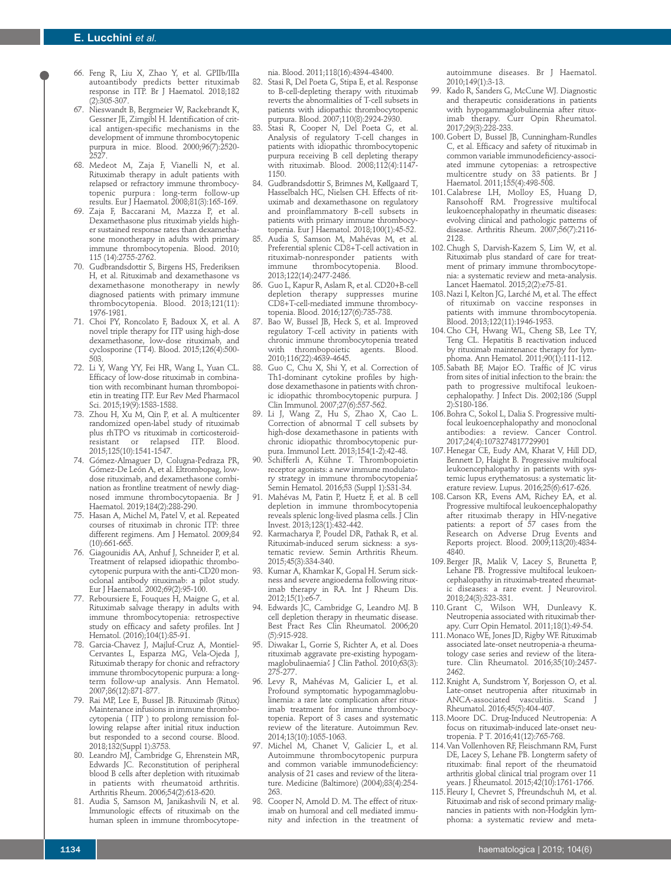66. Feng R, Liu X, Zhao Y, et al. GPIIb/IIIa autoantibody predicts better rituximab response in ITP. Br J Haematol. 2018;182 (2):305-307.
67. Nieswandt B, Bergmeier W, Rackebrandt K, Gessner JE, Zirngibl H. Identification of critical antigen-specific mechanisms in the development of immune thrombocytopenic purpura in mice. Blood. 2000;96(7):2520-2527.
68. Medeot M, Zaja F, Vianelli N, et al. Rituximab therapy in adult patients with relapsed or refractory immune thrombocytopenic purpura : long-term follow-up results. Eur J Haematol. 2008;81(3):165-169.
69. Zaja F, Baccarani M, Mazza P, et al. Dexamethasone plus rituximab yields higher sustained response rates than dexamethasone monotherapy in adults with primary immune thrombocytopenia. Blood. 2010; 115 (14):2755-2762.
70. Gudbrandsdottir S, Birgens HS, Frederiksen H, et al. Rituximab and dexamethasone vs dexamethasone monotherapy in newly diagnosed patients with primary immune thrombocytopenia. Blood. 2013;121(11): 1976-1981.
71. Choi PY, Roncolato F, Badoux X, et al. A novel triple therapy for ITP using high-dose dexamethasone, low-dose rituximab, and cyclosporine (TT4). Blood. 2015;126(4):500-503.
72. Li Y, Wang YY, Fei HR, Wang L, Yuan CL. Efficacy of low-dose rituximab in combination with recombinant human thrombopoietin in treating ITP. Eur Rev Med Pharmacol Sci. 2015;19(9):1583-1588.
73. Zhou H, Xu M, Qin P, et al. A multicenter randomized open-label study of rituximab plus rhTPO vs rituximab in corticosteroid-resistant or relapsed ITP. Blood. 2015;125(10):1541-1547.
74. Gómez-Almaguer D, Colunga-Pedraza PR, Gómez-De León A, et al. Eltrombopag, low-dose rituximab, and dexamethasone combination as frontline treatment of newly diagnosed immune thrombocytopaenia. Br J Haematol. 2019;184(2):288-290.
75. Hasan A, Michel M, Patel V, et al. Repeated courses of rituximab in chronic ITP: three different regimens. Am J Hematol. 2009;84 (10):661-665.
76. Giagounidis AA, Anhuf J, Schneider P, et al. Treatment of relapsed idiopathic thrombocytopenic purpura with the anti-CD20 monoclonal antibody rituximab: a pilot study. Eur J Haematol. 2002;69(2):95-100.
77. Reboursiere E, Fouques H, Maigne G, et al. Rituximab salvage therapy in adults with immune thrombocytopenia: retrospective study on efficacy and safety profiles. Int J Hematol. (2016);104(1):85-91.
78. Garcia-Chavez J, Majluf-Cruz A, Montiel-Cervantes L, Esparza MG, Vela-Ojeda J, Rituximab therapy for chonic and refractory immune thrombocytopenic purpura: a long-term follow-up analysis. Ann Hematol. 2007;86(12):871-877.
79. Rai MP, Lee E, Bussel JB. Rituximab (Ritux) Maintenance infusions in immune thrombocytopenia ( ITP ) to prolong remission following relapse after initial ritux induction but responded to a second course. Blood. 2018;132(Suppl 1):3753.
80. Leandro MJ, Cambridge G, Ehrenstein MR, Edwards JC. Reconstitution of peripheral blood B cells after depletion with rituximab in patients with rheumatoid arthritis. Arthritis Rheum. 2006;54(2):613-620.
81. Audia S, Samson M, Janikashvili N, et al. Immunologic effects of rituximab on the human spleen in immune thrombocytopenia. Blood. 2011;118(16):4394-43400.
82. Stasi R, Del Poeta G, Stipa E, et al. Response to B-cell-depleting therapy with rituximab reverts the abnormalities of T-cell subsets in patients with idiopathic thrombocytopenic purpura. Blood. 2007;110(8):2924-2930.
83. Stasi R, Cooper N, Del Poeta G, et al. Analysis of regulatory T-cell changes in patients with idiopathic thrombocytopenic purpura receiving B cell depleting therapy with rituximab. Blood. 2008;112(4):1147-1150.
84. Gudbrandsdottir S, Brimnes M, Køllgaard T, Hasselbalch HC, Nielsen CH. Effects of rituximab and dexamethasone on regulatory and proinflammatory B-cell subsets in patients with primary immune thrombocytopenia. Eur J Haematol. 2018;100(1):45-52.
85. Audia S, Samson M, Mahévas M, et al. Preferential splenic CD8+T-cell activation in rituximab-nonresponder patients with immune thrombocytopenia. Blood. 2013;122(14):2477-2486.
86. Guo L, Kapur R, Aslam R, et al. CD20+B-cell depletion therapy suppresses murine CD8+T-cell-mediated immune thrombocytopenia. Blood. 2016;127(6):735-738.
87. Bao W, Bussel JB, Heck S, et al. Improved regulatory T-cell activity in patients with chronic immune thrombocytopenia treated with thrombopoietic agents. Blood. 2010;116(22):4639-4645.
88. Guo C, Chu X, Shi Y, et al. Correction of Th1-dominant cytokine profiles by high-dose dexamethasone in patients with chronic idiopathic thrombocytopenic purpura. J Clin Immunol. 2007;27(6):557-562.
89. Li J, Wang Z, Hu S, Zhao X, Cao L. Correction of abnormal T cell subsets by high-dose dexamethasone in patients with chronic idiopathic thrombocytopenic purpura. Immunol Lett. 2013;154(1-2):42-48.
90. Schifferli A, Kühne T. Thrombopoietin receptor agonists: a new immune modulatory strategy in immune thrombocytopenia? Semin Hematol. 2016;53 (Suppl 1):S31-34.
91. Mahévas M, Patin P, Huetz F, et al. B cell depletion in immune thrombocytopenia reveals splenic long-lived plasma cells. J Clin Invest. 2013;123(1):432-442.
92. Karmacharya P, Poudel DR, Pathak R, et al. Rituximab-induced serum sickness: a systematic review. Semin Arthritis Rheum. 2015;45(3):334-340.
93. Kumar A, Khamkar K, Gopal H. Serum sickness and severe angioedema following rituximab therapy in RA. Int J Rheum Dis. 2012;15(1):e6-7.
94. Edwards JC, Cambridge G, Leandro MJ. B cell depletion therapy in rheumatic disease. Best Pract Res Clin Rheumatol. 2006;20 (5):915-928.
95. Diwakar L, Gorrie S, Richter A, et al. Does rituximab aggravate pre-existing hypogammaglobulinaemia? J Clin Pathol. 2010;63(3): 275-277.
96. Levy R, Mahévas M, Galicier L, et al. Profound symptomatic hypogammaglobulinemia: a rare late complication after rituximab treatment for immune thrombocytopenia. Report of 3 cases and systematic review of the literature. Autoimmun Rev. 2014;13(10):1055-1063.
97. Michel M, Chanet V, Galicier L, et al. Autoimmune thrombocytopenic purpura and common variable immunodeficiency: analysis of 21 cases and review of the literature. Medicine (Baltimore) (2004);83(4):254-263.
98. Cooper N, Arnold D. M. The effect of rituximab on humoral and cell mediated immunity and infection in the treatment of autoimmune diseases. Br J Haematol. 2010;149(1):3-13.
99. Kado R, Sanders G, McCune WJ. Diagnostic and therapeutic considerations in patients with hypogammaglobulinemia after rituximab therapy. Curr Opin Rheumatol. 2017;29(3):228-233.
100. Gobert D, Bussel JB, Cunningham-Rundles C, et al. Efficacy and safety of rituximab in common variable immunodeficiency-associated immune cytopenias: a retrospective multicentre study on 33 patients. Br J Haematol. 2011;155(4):498-508.
101. Calabrese LH, Molloy ES, Huang D, Ransohoff RM. Progressive multifocal leukoencephalopathy in rheumatic diseases: evolving clinical and pathologic patterns of disease. Arthritis Rheum. 2007;56(7):2116-2128.
102. Chugh S, Darvish-Kazem S, Lim W, et al. Rituximab plus standard of care for treatment of primary immune thrombocytopenia: a systematic review and meta-analysis. Lancet Haematol. 2015;2(2):e75-81.
103. Nazi I, Kelton JG, Larché M, et al. The effect of rituximab on vaccine responses in patients with immune thrombocytopenia. Blood. 2013;122(11):1946-1953.
104. Cho CH, Hwang WL, Cheng SB, Lee TY, Teng CL. Hepatitis B reactivation induced by rituximab maintenance therapy for lymphoma. Ann Hematol. 2011;90(1):111-112.
105. Sabath BF, Major EO. Traffic of JC virus from sites of initial infection to the brain: the path to progressive multifocal leukoencephalopathy. J Infect Dis. 2002;186 (Suppl 2):S180-186.
106. Bohra C, Sokol L, Dalia S. Progressive multifocal leukoencephalopathy and monoclonal antibodies: a review. Cancer Control. 2017;24(4):1073274817729901
107. Henegar CE, Eudy AM, Kharat V, Hill DD, Bennett D, Haight B. Progressive multifocal leukoencephalopathy in patients with systemic lupus erythematosus: a systematic literature review. Lupus. 2016;25(6):617-626.
108. Carson KR, Evens AM, Richey EA, et al. Progressive multifocal leukoencephalopathy after rituximab therapy in HIV-negative patients: a report of 57 cases from the Research on Adverse Drug Events and Reports project. Blood. 2009;113(20):4834-4840.
109. Berger JR, Malik V, Lacey S, Brunetta P, Lehane PB. Progressive multifocal leukoencephalopathy in rituximab-treated rheumatic diseases: a rare event. J Neurovirol. 2018;24(3):323-331.
110. Grant C, Wilson WH, Dunleavy K. Neutropenia associated with rituximab therapy. Curr Opin Hematol. 2011;18(1):49-54.
111. Monaco WE, Jones JD, Rigby WF. Rituximab associated late-onset neutropenia-a rheumatology case series and review of the literature. Clin Rheumatol. 2016;35(10):2457-2462.
112. Knight A, Sundstrom Y, Borjesson O, et al. Late-onset neutropenia after rituximab in ANCA-associated vasculitis. Scand J Rheumatol. 2016;45(5):404-407.
113. Moore DC. Drug-Induced Neutropenia: A focus on rituximab-induced late-onset neutropenia. P T. 2016;41(12):765-768.
114. Van Vollenhoven RF, Fleischmann RM, Furst DE, Lacey S, Lehane PB. Longterm safety of rituximab: final report of the rheumatoid arthritis global clinical trial program over 11 years. J Rheumatol. 2015;42(10):1761-1766.
115. Fleury I, Chevret S, Pfreundschuh M, et al. Rituximab and risk of second primary malignancies in patients with non-Hodgkin lymphoma: a systematic review and meta-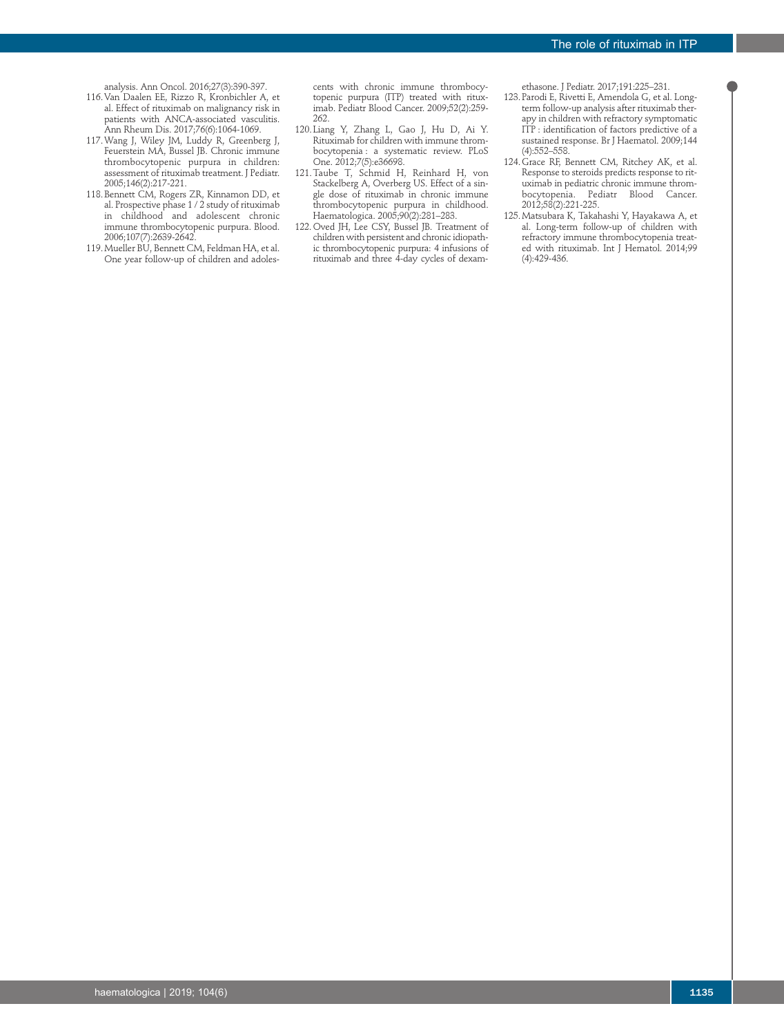analysis. Ann Oncol. 2016;27(3):390-397.

116. Van Daalen EE, Rizzo R, Kronbichler A, et al. Effect of rituximab on malignancy risk in patients with ANCA-associated vasculitis. Ann Rheum Dis. 2017;76(6):1064-1069.

117. Wang J, Wiley JM, Luddy R, Greenberg J, Feuerstein MA, Bussel JB. Chronic immune thrombocytopenic purpura in children: assessment of rituximab treatment. J Pediatr. 2005;146(2):217-221.

118. Bennett CM, Rogers ZR, Kinnamon DD, et al. Prospective phase 1 / 2 study of rituximab in childhood and adolescent chronic immune thrombocytopenic purpura. Blood. 2006;107(7):2639-2642.

119. Mueller BU, Bennett CM, Feldman HA, et al. One year follow-up of children and adolescents with chronic immune thrombocytopenic purpura (ITP) treated with rituximab. Pediatr Blood Cancer. 2009;52(2):259-262.

120. Liang Y, Zhang L, Gao J, Hu D, Ai Y. Rituximab for children with immune thrombocytopenia : a systematic review. PLoS One. 2012;7(5):e36698.

121. Taube T, Schmid H, Reinhard H, von Stackelberg A, Overberg US. Effect of a single dose of rituximab in chronic immune thrombocytopenic purpura in childhood. Haematologica. 2005;90(2):281–283.

122. Oved JH, Lee CSY, Bussel JB. Treatment of children with persistent and chronic idiopathic thrombocytopenic purpura: 4 infusions of rituximab and three 4-day cycles of dexamethasone. J Pediatr. 2017;191:225–231.

123. Parodi E, Rivetti E, Amendola G, et al. Long-term follow-up analysis after rituximab therapy in children with refractory symptomatic ITP : identification of factors predictive of a sustained response. Br J Haematol. 2009;144 (4):552–558.

124. Grace RF, Bennett CM, Ritchey AK, et al. Response to steroids predicts response to rituximab in pediatric chronic immune thrombocytopenia. Pediatr Blood Cancer. 2012;58(2):221-225.

125. Matsubara K, Takahashi Y, Hayakawa A, et al. Long-term follow-up of children with refractory immune thrombocytopenia treated with rituximab. Int J Hematol. 2014;99 (4):429-436.